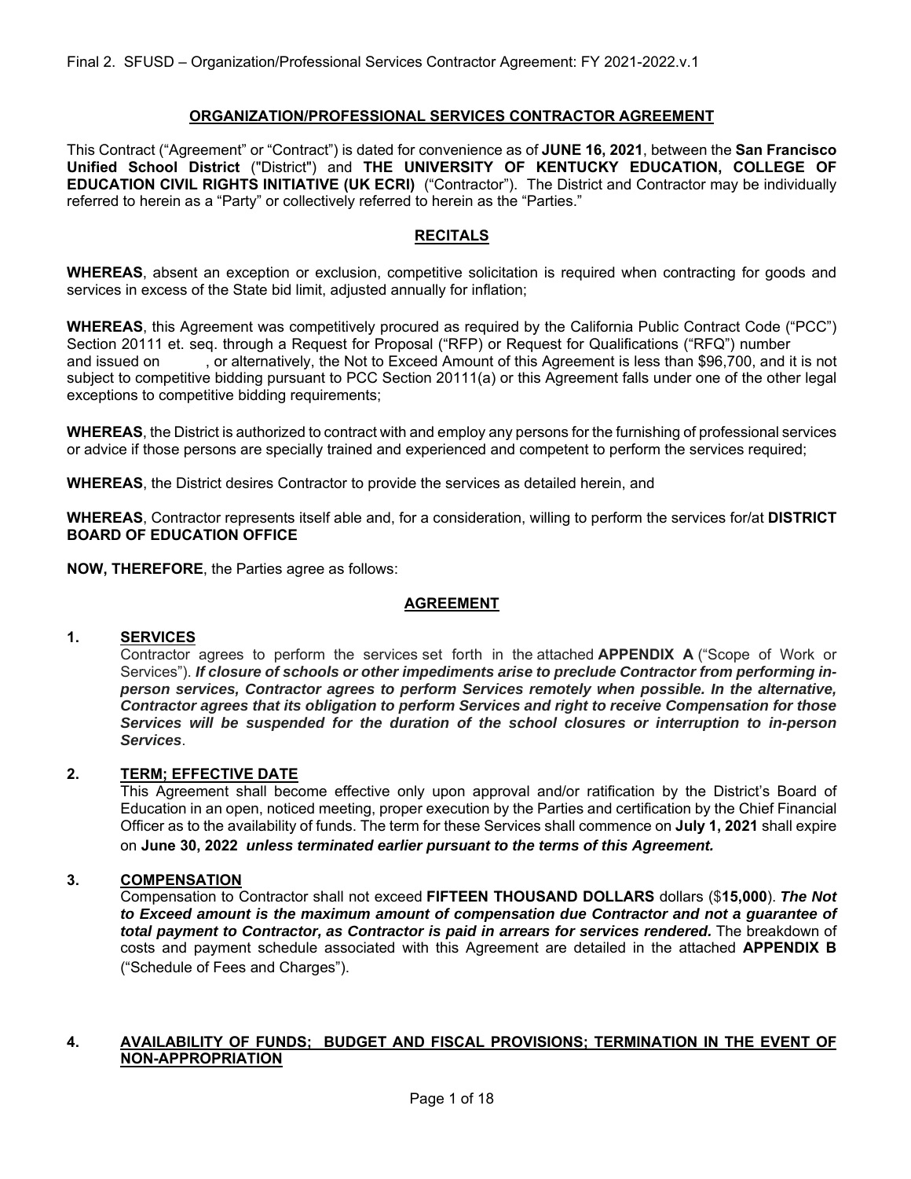Final 2. SFUSD – Organization/Professional Services Contractor Agreement: FY 2021-2022.v.1

## ORGANIZATION/PROFESSIONAL SERVICES CONTRACTOR AGREEMENT

This Contract ("Agreement" or "Contract") is dated for convenience as of **JUNE 16, 2021**, between the **San Francisco Unified School District** ("District") and **THE UNIVERSITY OF KENTUCKY EDUCATION, COLLEGE OF EDUCATION CIVIL RIGHTS INITIATIVE (UK ECRI)** ("Contractor"). The District and Contractor may be individually referred to herein as a "Party" or collectively referred to herein as the "Parties."

## RECITALS

**WHEREAS**, absent an exception or exclusion, competitive solicitation is required when contracting for goods and services in excess of the State bid limit, adjusted annually for inflation;

**WHEREAS**, this Agreement was competitively procured as required by the California Public Contract Code ("PCC") Section 20111 et. seq. through a Request for Proposal ("RFP") or Request for Qualifications ("RFQ") number and issued on , or alternatively, the Not to Exceed Amount of this Agreement is less than $96,700, and it is not subject to competitive bidding pursuant to PCC Section 20111(a) or this Agreement falls under one of the other legal exceptions to competitive bidding requirements;

**WHEREAS**, the District is authorized to contract with and employ any persons for the furnishing of professional services or advice if those persons are specially trained and experienced and competent to perform the services required;

**WHEREAS**, the District desires Contractor to provide the services as detailed herein, and

**WHEREAS**, Contractor represents itself able and, for a consideration, willing to perform the services for/at **DISTRICT BOARD OF EDUCATION OFFICE**

**NOW, THEREFORE**, the Parties agree as follows:

## AGREEMENT

### 1. SERVICES

Contractor agrees to perform the services set forth in the attached **APPENDIX A** ("Scope of Work or Services"). ***If closure of schools or other impediments arise to preclude Contractor from performing in-person services, Contractor agrees to perform Services remotely when possible. In the alternative, Contractor agrees that its obligation to perform Services and right to receive Compensation for those Services will be suspended for the duration of the school closures or interruption to in-person Services***.

### 2. TERM; EFFECTIVE DATE

This Agreement shall become effective only upon approval and/or ratification by the District's Board of Education in an open, noticed meeting, proper execution by the Parties and certification by the Chief Financial Officer as to the availability of funds. The term for these Services shall commence on **July 1, 2021** shall expire on **June 30, 2022** ***unless terminated earlier pursuant to the terms of this Agreement.***

### 3. COMPENSATION

Compensation to Contractor shall not exceed **FIFTEEN THOUSAND DOLLARS** dollars ($**15,000**). ***The Not to Exceed amount is the maximum amount of compensation due Contractor and not a guarantee of total payment to Contractor, as Contractor is paid in arrears for services rendered.*** The breakdown of costs and payment schedule associated with this Agreement are detailed in the attached **APPENDIX B** ("Schedule of Fees and Charges").

### 4. AVAILABILITY OF FUNDS; BUDGET AND FISCAL PROVISIONS; TERMINATION IN THE EVENT OF NON-APPROPRIATION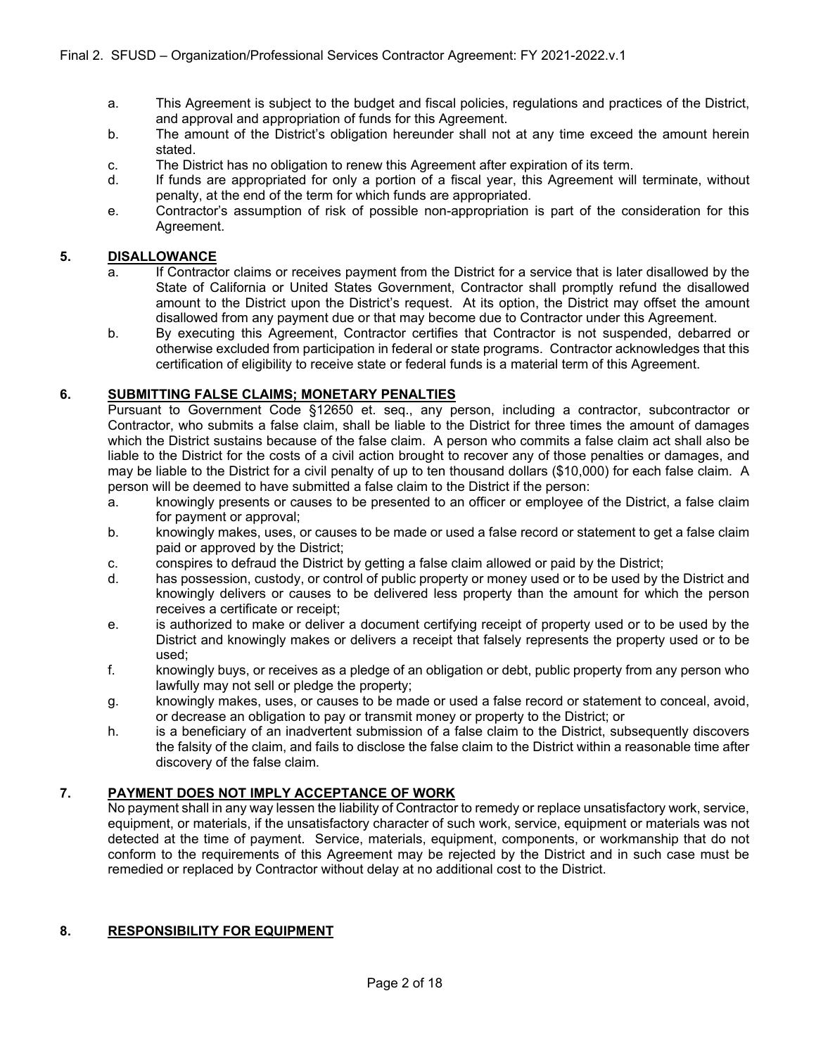a. This Agreement is subject to the budget and fiscal policies, regulations and practices of the District, and approval and appropriation of funds for this Agreement.

b. The amount of the District's obligation hereunder shall not at any time exceed the amount herein stated.

c. The District has no obligation to renew this Agreement after expiration of its term.

d. If funds are appropriated for only a portion of a fiscal year, this Agreement will terminate, without penalty, at the end of the term for which funds are appropriated.

e. Contractor's assumption of risk of possible non-appropriation is part of the consideration for this Agreement.

## 5. DISALLOWANCE

a. If Contractor claims or receives payment from the District for a service that is later disallowed by the State of California or United States Government, Contractor shall promptly refund the disallowed amount to the District upon the District's request. At its option, the District may offset the amount disallowed from any payment due or that may become due to Contractor under this Agreement.

b. By executing this Agreement, Contractor certifies that Contractor is not suspended, debarred or otherwise excluded from participation in federal or state programs. Contractor acknowledges that this certification of eligibility to receive state or federal funds is a material term of this Agreement.

## 6. SUBMITTING FALSE CLAIMS; MONETARY PENALTIES

Pursuant to Government Code §12650 et. seq., any person, including a contractor, subcontractor or Contractor, who submits a false claim, shall be liable to the District for three times the amount of damages which the District sustains because of the false claim. A person who commits a false claim act shall also be liable to the District for the costs of a civil action brought to recover any of those penalties or damages, and may be liable to the District for a civil penalty of up to ten thousand dollars ($10,000) for each false claim. A person will be deemed to have submitted a false claim to the District if the person:

a. knowingly presents or causes to be presented to an officer or employee of the District, a false claim for payment or approval;

b. knowingly makes, uses, or causes to be made or used a false record or statement to get a false claim paid or approved by the District;

c. conspires to defraud the District by getting a false claim allowed or paid by the District;

d. has possession, custody, or control of public property or money used or to be used by the District and knowingly delivers or causes to be delivered less property than the amount for which the person receives a certificate or receipt;

e. is authorized to make or deliver a document certifying receipt of property used or to be used by the District and knowingly makes or delivers a receipt that falsely represents the property used or to be used;

f. knowingly buys, or receives as a pledge of an obligation or debt, public property from any person who lawfully may not sell or pledge the property;

g. knowingly makes, uses, or causes to be made or used a false record or statement to conceal, avoid, or decrease an obligation to pay or transmit money or property to the District; or

h. is a beneficiary of an inadvertent submission of a false claim to the District, subsequently discovers the falsity of the claim, and fails to disclose the false claim to the District within a reasonable time after discovery of the false claim.

## 7. PAYMENT DOES NOT IMPLY ACCEPTANCE OF WORK

No payment shall in any way lessen the liability of Contractor to remedy or replace unsatisfactory work, service, equipment, or materials, if the unsatisfactory character of such work, service, equipment or materials was not detected at the time of payment. Service, materials, equipment, components, or workmanship that do not conform to the requirements of this Agreement may be rejected by the District and in such case must be remedied or replaced by Contractor without delay at no additional cost to the District.

## 8. RESPONSIBILITY FOR EQUIPMENT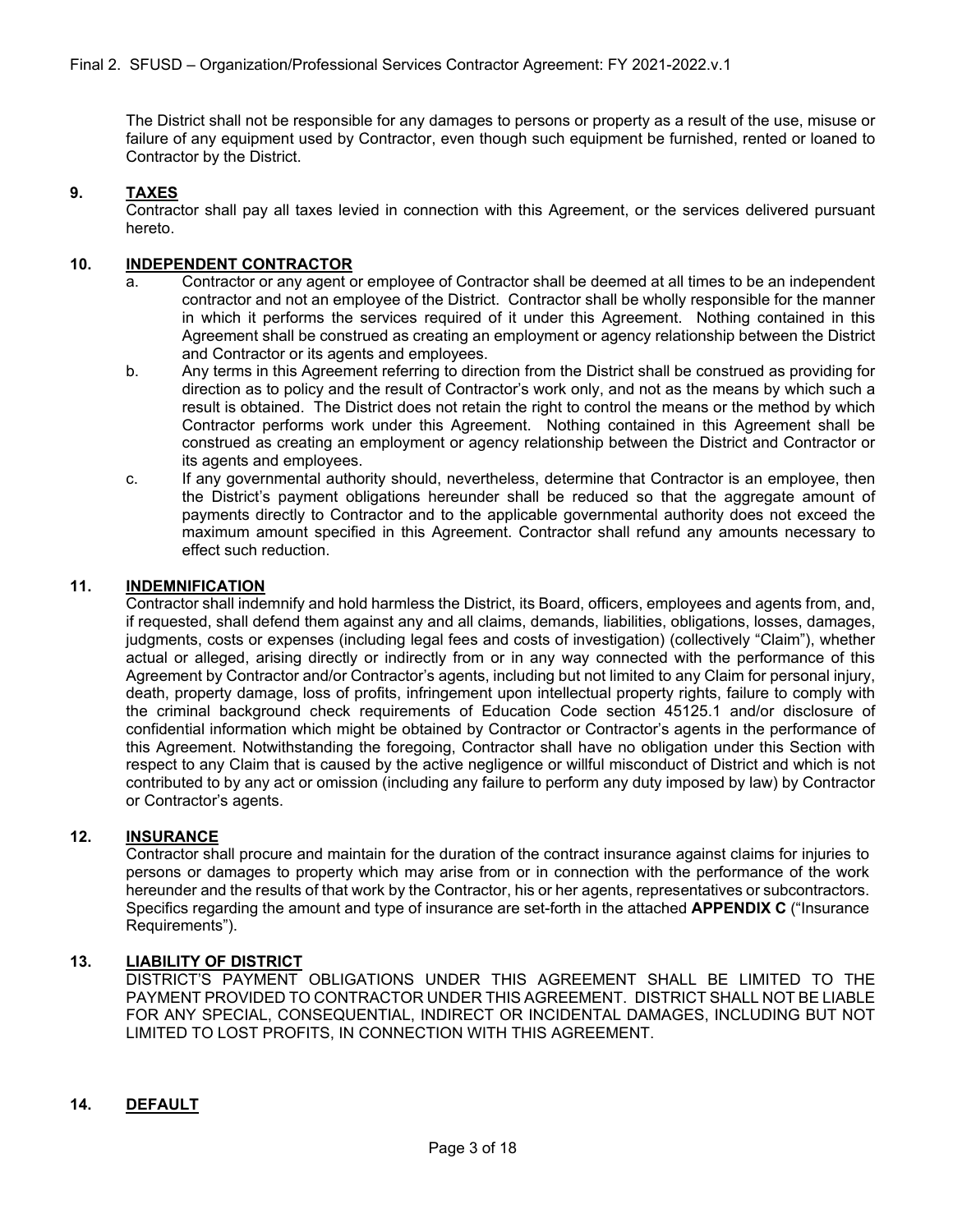The District shall not be responsible for any damages to persons or property as a result of the use, misuse or failure of any equipment used by Contractor, even though such equipment be furnished, rented or loaned to Contractor by the District.

## 9. TAXES

Contractor shall pay all taxes levied in connection with this Agreement, or the services delivered pursuant hereto.

## 10. INDEPENDENT CONTRACTOR

a. Contractor or any agent or employee of Contractor shall be deemed at all times to be an independent contractor and not an employee of the District. Contractor shall be wholly responsible for the manner in which it performs the services required of it under this Agreement. Nothing contained in this Agreement shall be construed as creating an employment or agency relationship between the District and Contractor or its agents and employees.

b. Any terms in this Agreement referring to direction from the District shall be construed as providing for direction as to policy and the result of Contractor's work only, and not as the means by which such a result is obtained. The District does not retain the right to control the means or the method by which Contractor performs work under this Agreement. Nothing contained in this Agreement shall be construed as creating an employment or agency relationship between the District and Contractor or its agents and employees.

c. If any governmental authority should, nevertheless, determine that Contractor is an employee, then the District's payment obligations hereunder shall be reduced so that the aggregate amount of payments directly to Contractor and to the applicable governmental authority does not exceed the maximum amount specified in this Agreement. Contractor shall refund any amounts necessary to effect such reduction.

## 11. INDEMNIFICATION

Contractor shall indemnify and hold harmless the District, its Board, officers, employees and agents from, and, if requested, shall defend them against any and all claims, demands, liabilities, obligations, losses, damages, judgments, costs or expenses (including legal fees and costs of investigation) (collectively "Claim"), whether actual or alleged, arising directly or indirectly from or in any way connected with the performance of this Agreement by Contractor and/or Contractor's agents, including but not limited to any Claim for personal injury, death, property damage, loss of profits, infringement upon intellectual property rights, failure to comply with the criminal background check requirements of Education Code section 45125.1 and/or disclosure of confidential information which might be obtained by Contractor or Contractor's agents in the performance of this Agreement. Notwithstanding the foregoing, Contractor shall have no obligation under this Section with respect to any Claim that is caused by the active negligence or willful misconduct of District and which is not contributed to by any act or omission (including any failure to perform any duty imposed by law) by Contractor or Contractor's agents.

## 12. INSURANCE

Contractor shall procure and maintain for the duration of the contract insurance against claims for injuries to persons or damages to property which may arise from or in connection with the performance of the work hereunder and the results of that work by the Contractor, his or her agents, representatives or subcontractors. Specifics regarding the amount and type of insurance are set-forth in the attached **APPENDIX C** ("Insurance Requirements").

## 13. LIABILITY OF DISTRICT

DISTRICT'S PAYMENT OBLIGATIONS UNDER THIS AGREEMENT SHALL BE LIMITED TO THE PAYMENT PROVIDED TO CONTRACTOR UNDER THIS AGREEMENT. DISTRICT SHALL NOT BE LIABLE FOR ANY SPECIAL, CONSEQUENTIAL, INDIRECT OR INCIDENTAL DAMAGES, INCLUDING BUT NOT LIMITED TO LOST PROFITS, IN CONNECTION WITH THIS AGREEMENT.

## 14. DEFAULT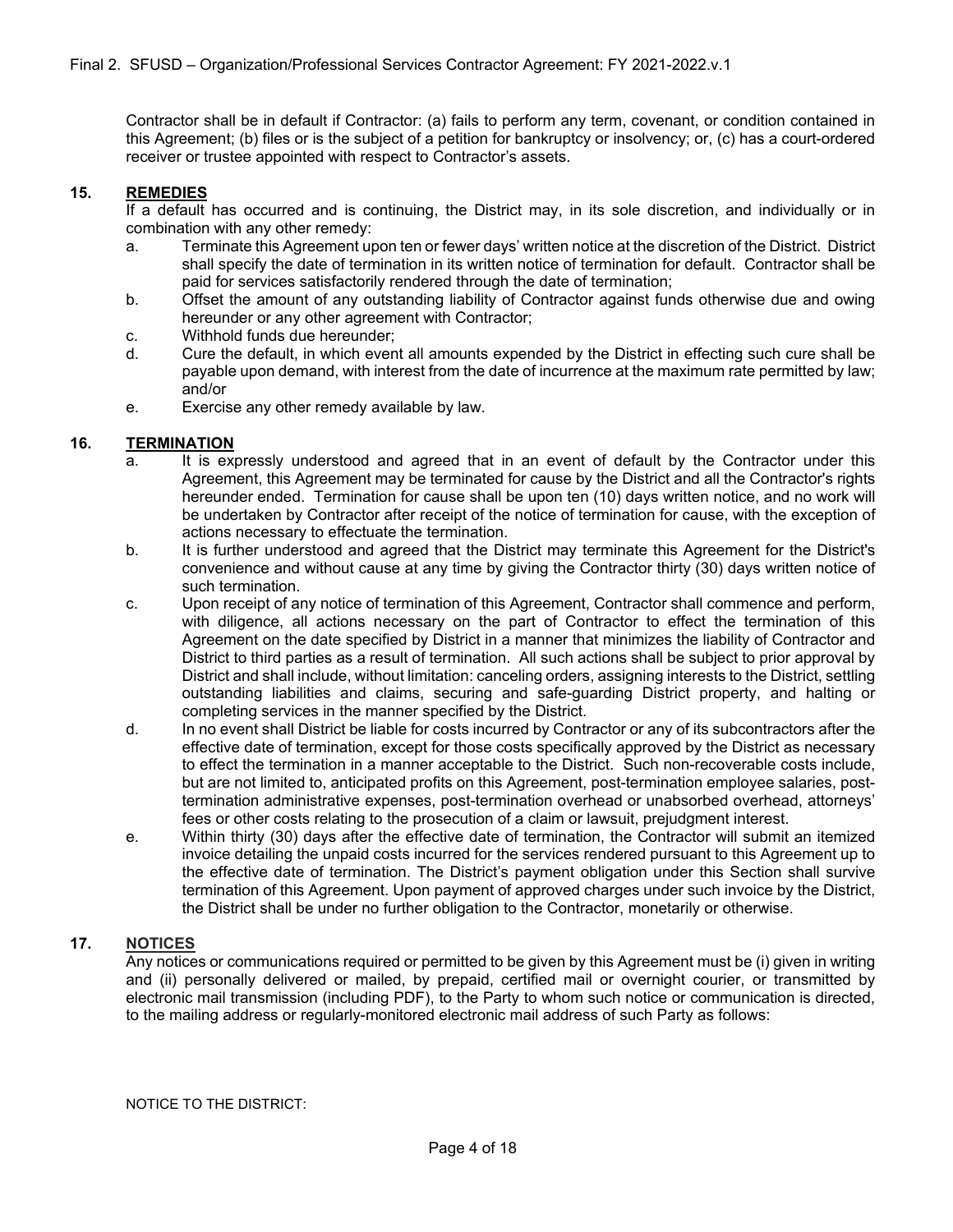Contractor shall be in default if Contractor: (a) fails to perform any term, covenant, or condition contained in this Agreement; (b) files or is the subject of a petition for bankruptcy or insolvency; or, (c) has a court-ordered receiver or trustee appointed with respect to Contractor's assets.

**15. REMEDIES**

If a default has occurred and is continuing, the District may, in its sole discretion, and individually or in combination with any other remedy:

a. Terminate this Agreement upon ten or fewer days' written notice at the discretion of the District. District shall specify the date of termination in its written notice of termination for default. Contractor shall be paid for services satisfactorily rendered through the date of termination;

b. Offset the amount of any outstanding liability of Contractor against funds otherwise due and owing hereunder or any other agreement with Contractor;

c. Withhold funds due hereunder;

d. Cure the default, in which event all amounts expended by the District in effecting such cure shall be payable upon demand, with interest from the date of incurrence at the maximum rate permitted by law; and/or

e. Exercise any other remedy available by law.

**16. TERMINATION**

a. It is expressly understood and agreed that in an event of default by the Contractor under this Agreement, this Agreement may be terminated for cause by the District and all the Contractor's rights hereunder ended. Termination for cause shall be upon ten (10) days written notice, and no work will be undertaken by Contractor after receipt of the notice of termination for cause, with the exception of actions necessary to effectuate the termination.

b. It is further understood and agreed that the District may terminate this Agreement for the District's convenience and without cause at any time by giving the Contractor thirty (30) days written notice of such termination.

c. Upon receipt of any notice of termination of this Agreement, Contractor shall commence and perform, with diligence, all actions necessary on the part of Contractor to effect the termination of this Agreement on the date specified by District in a manner that minimizes the liability of Contractor and District to third parties as a result of termination. All such actions shall be subject to prior approval by District and shall include, without limitation: canceling orders, assigning interests to the District, settling outstanding liabilities and claims, securing and safe-guarding District property, and halting or completing services in the manner specified by the District.

d. In no event shall District be liable for costs incurred by Contractor or any of its subcontractors after the effective date of termination, except for those costs specifically approved by the District as necessary to effect the termination in a manner acceptable to the District. Such non-recoverable costs include, but are not limited to, anticipated profits on this Agreement, post-termination employee salaries, post-termination administrative expenses, post-termination overhead or unabsorbed overhead, attorneys' fees or other costs relating to the prosecution of a claim or lawsuit, prejudgment interest.

e. Within thirty (30) days after the effective date of termination, the Contractor will submit an itemized invoice detailing the unpaid costs incurred for the services rendered pursuant to this Agreement up to the effective date of termination. The District's payment obligation under this Section shall survive termination of this Agreement. Upon payment of approved charges under such invoice by the District, the District shall be under no further obligation to the Contractor, monetarily or otherwise.

**17. NOTICES**

Any notices or communications required or permitted to be given by this Agreement must be (i) given in writing and (ii) personally delivered or mailed, by prepaid, certified mail or overnight courier, or transmitted by electronic mail transmission (including PDF), to the Party to whom such notice or communication is directed, to the mailing address or regularly-monitored electronic mail address of such Party as follows:

NOTICE TO THE DISTRICT: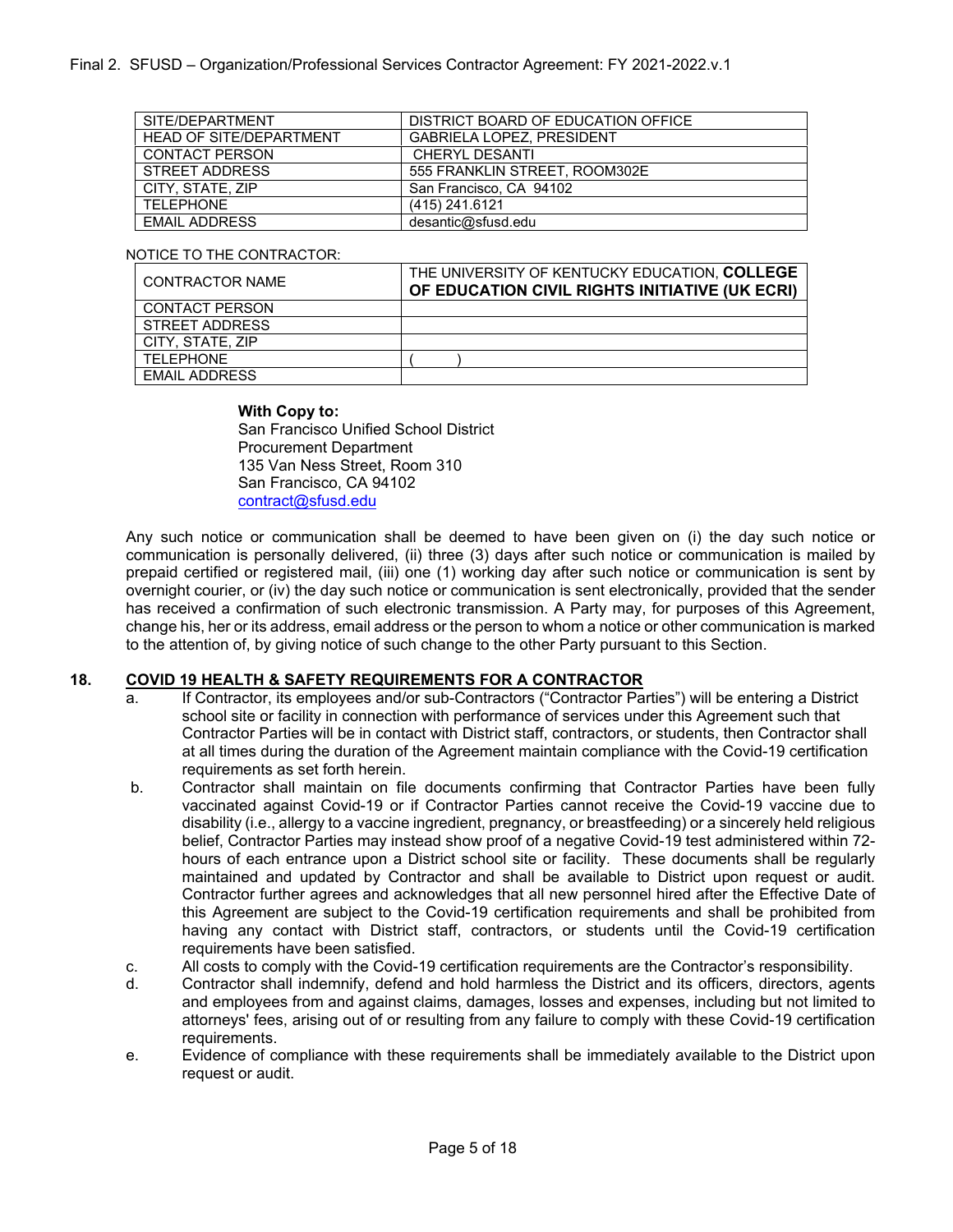| SITE/DEPARTMENT | DISTRICT BOARD OF EDUCATION OFFICE |
|---|---|
| HEAD OF SITE/DEPARTMENT | GABRIELA LOPEZ, PRESIDENT |
| CONTACT PERSON | CHERYL DESANTI |
| STREET ADDRESS | 555 FRANKLIN STREET, ROOM302E |
| CITY, STATE, ZIP | San Francisco, CA 94102 |
| TELEPHONE | (415) 241.6121 |
| EMAIL ADDRESS | desantic@sfusd.edu |

NOTICE TO THE CONTRACTOR:

| CONTRACTOR NAME | THE UNIVERSITY OF KENTUCKY EDUCATION, **COLLEGE OF EDUCATION CIVIL RIGHTS INITIATIVE (UK ECRI)** |
|---|---|
| CONTACT PERSON | |
| STREET ADDRESS | |
| CITY, STATE, ZIP | |
| TELEPHONE | (        ) |
| EMAIL ADDRESS | |

**With Copy to:**
San Francisco Unified School District
Procurement Department
135 Van Ness Street, Room 310
San Francisco, CA 94102
contract@sfusd.edu

Any such notice or communication shall be deemed to have been given on (i) the day such notice or communication is personally delivered, (ii) three (3) days after such notice or communication is mailed by prepaid certified or registered mail, (iii) one (1) working day after such notice or communication is sent by overnight courier, or (iv) the day such notice or communication is sent electronically, provided that the sender has received a confirmation of such electronic transmission. A Party may, for purposes of this Agreement, change his, her or its address, email address or the person to whom a notice or other communication is marked to the attention of, by giving notice of such change to the other Party pursuant to this Section.

## 18. COVID 19 HEALTH & SAFETY REQUIREMENTS FOR A CONTRACTOR

a. If Contractor, its employees and/or sub-Contractors ("Contractor Parties") will be entering a District school site or facility in connection with performance of services under this Agreement such that Contractor Parties will be in contact with District staff, contractors, or students, then Contractor shall at all times during the duration of the Agreement maintain compliance with the Covid-19 certification requirements as set forth herein.

b. Contractor shall maintain on file documents confirming that Contractor Parties have been fully vaccinated against Covid-19 or if Contractor Parties cannot receive the Covid-19 vaccine due to disability (i.e., allergy to a vaccine ingredient, pregnancy, or breastfeeding) or a sincerely held religious belief, Contractor Parties may instead show proof of a negative Covid-19 test administered within 72-hours of each entrance upon a District school site or facility. These documents shall be regularly maintained and updated by Contractor and shall be available to District upon request or audit. Contractor further agrees and acknowledges that all new personnel hired after the Effective Date of this Agreement are subject to the Covid-19 certification requirements and shall be prohibited from having any contact with District staff, contractors, or students until the Covid-19 certification requirements have been satisfied.

c. All costs to comply with the Covid-19 certification requirements are the Contractor's responsibility.

d. Contractor shall indemnify, defend and hold harmless the District and its officers, directors, agents and employees from and against claims, damages, losses and expenses, including but not limited to attorneys' fees, arising out of or resulting from any failure to comply with these Covid-19 certification requirements.

e. Evidence of compliance with these requirements shall be immediately available to the District upon request or audit.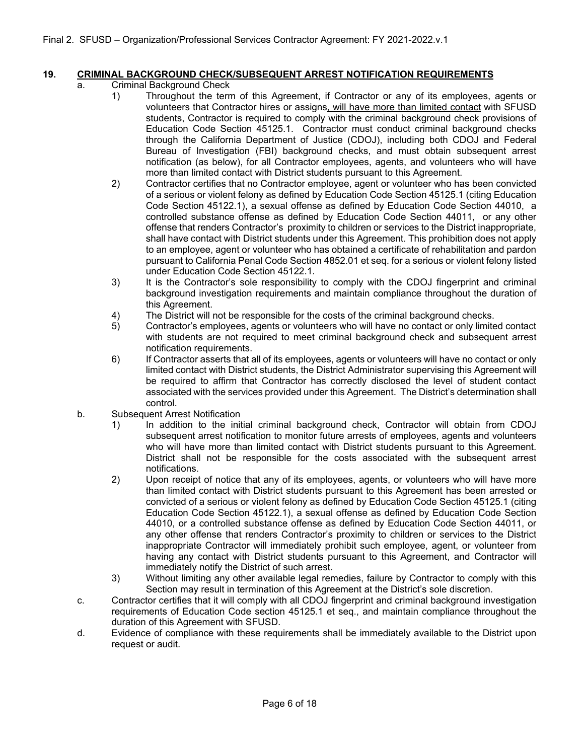## 19. CRIMINAL BACKGROUND CHECK/SUBSEQUENT ARREST NOTIFICATION REQUIREMENTS

a. Criminal Background Check

1) Throughout the term of this Agreement, if Contractor or any of its employees, agents or volunteers that Contractor hires or assigns, will have more than limited contact with SFUSD students, Contractor is required to comply with the criminal background check provisions of Education Code Section 45125.1. Contractor must conduct criminal background checks through the California Department of Justice (CDOJ), including both CDOJ and Federal Bureau of Investigation (FBI) background checks, and must obtain subsequent arrest notification (as below), for all Contractor employees, agents, and volunteers who will have more than limited contact with District students pursuant to this Agreement.

2) Contractor certifies that no Contractor employee, agent or volunteer who has been convicted of a serious or violent felony as defined by Education Code Section 45125.1 (citing Education Code Section 45122.1), a sexual offense as defined by Education Code Section 44010, a controlled substance offense as defined by Education Code Section 44011, or any other offense that renders Contractor's proximity to children or services to the District inappropriate, shall have contact with District students under this Agreement. This prohibition does not apply to an employee, agent or volunteer who has obtained a certificate of rehabilitation and pardon pursuant to California Penal Code Section 4852.01 et seq. for a serious or violent felony listed under Education Code Section 45122.1.

3) It is the Contractor's sole responsibility to comply with the CDOJ fingerprint and criminal background investigation requirements and maintain compliance throughout the duration of this Agreement.

4) The District will not be responsible for the costs of the criminal background checks.

5) Contractor's employees, agents or volunteers who will have no contact or only limited contact with students are not required to meet criminal background check and subsequent arrest notification requirements.

6) If Contractor asserts that all of its employees, agents or volunteers will have no contact or only limited contact with District students, the District Administrator supervising this Agreement will be required to affirm that Contractor has correctly disclosed the level of student contact associated with the services provided under this Agreement. The District's determination shall control.

b. Subsequent Arrest Notification

1) In addition to the initial criminal background check, Contractor will obtain from CDOJ subsequent arrest notification to monitor future arrests of employees, agents and volunteers who will have more than limited contact with District students pursuant to this Agreement. District shall not be responsible for the costs associated with the subsequent arrest notifications.

2) Upon receipt of notice that any of its employees, agents, or volunteers who will have more than limited contact with District students pursuant to this Agreement has been arrested or convicted of a serious or violent felony as defined by Education Code Section 45125.1 (citing Education Code Section 45122.1), a sexual offense as defined by Education Code Section 44010, or a controlled substance offense as defined by Education Code Section 44011, or any other offense that renders Contractor's proximity to children or services to the District inappropriate Contractor will immediately prohibit such employee, agent, or volunteer from having any contact with District students pursuant to this Agreement, and Contractor will immediately notify the District of such arrest.

3) Without limiting any other available legal remedies, failure by Contractor to comply with this Section may result in termination of this Agreement at the District's sole discretion.

c. Contractor certifies that it will comply with all CDOJ fingerprint and criminal background investigation requirements of Education Code section 45125.1 et seq., and maintain compliance throughout the duration of this Agreement with SFUSD.

d. Evidence of compliance with these requirements shall be immediately available to the District upon request or audit.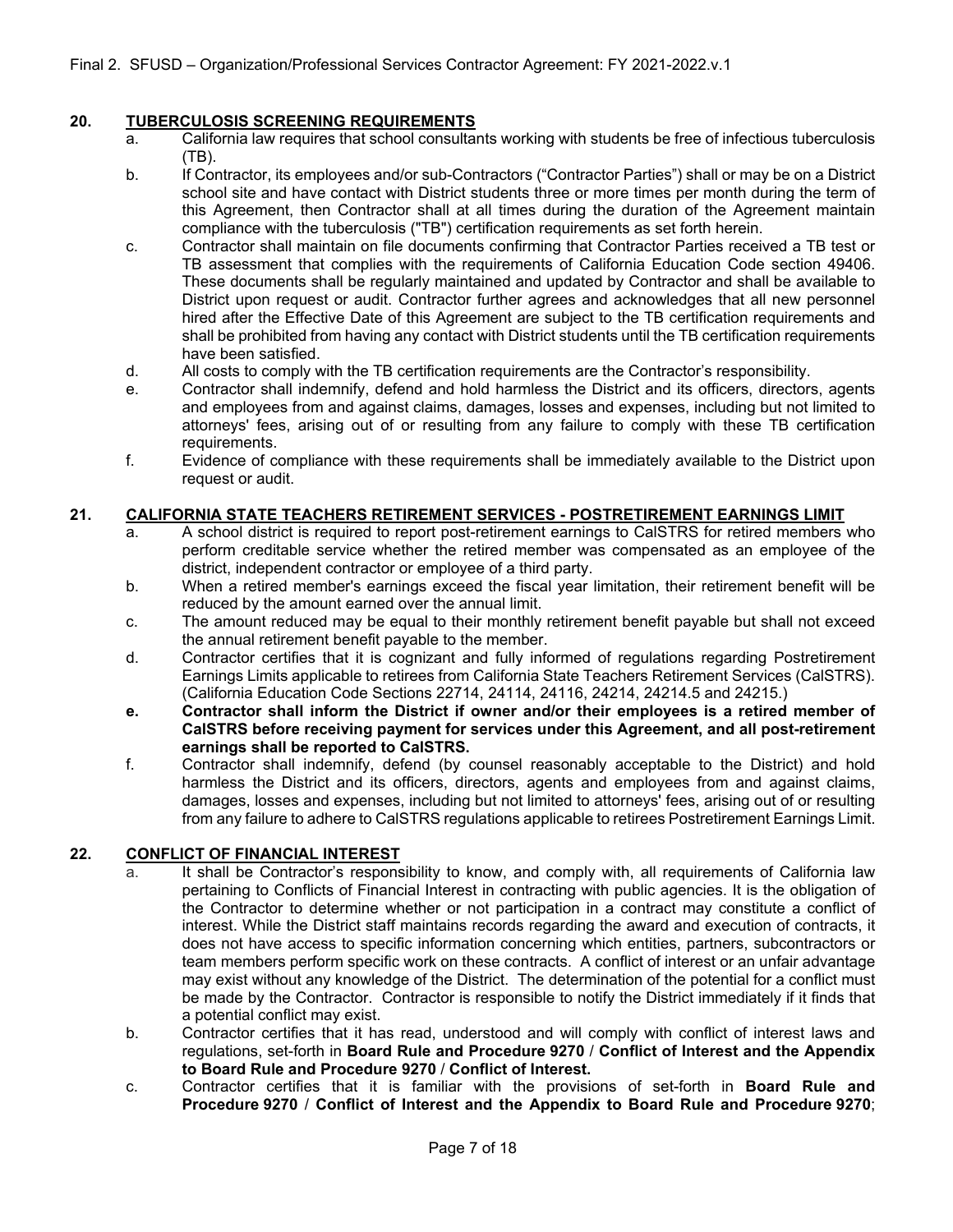## 20. TUBERCULOSIS SCREENING REQUIREMENTS

a. California law requires that school consultants working with students be free of infectious tuberculosis (TB).

b. If Contractor, its employees and/or sub-Contractors ("Contractor Parties") shall or may be on a District school site and have contact with District students three or more times per month during the term of this Agreement, then Contractor shall at all times during the duration of the Agreement maintain compliance with the tuberculosis ("TB") certification requirements as set forth herein.

c. Contractor shall maintain on file documents confirming that Contractor Parties received a TB test or TB assessment that complies with the requirements of California Education Code section 49406. These documents shall be regularly maintained and updated by Contractor and shall be available to District upon request or audit. Contractor further agrees and acknowledges that all new personnel hired after the Effective Date of this Agreement are subject to the TB certification requirements and shall be prohibited from having any contact with District students until the TB certification requirements have been satisfied.

d. All costs to comply with the TB certification requirements are the Contractor's responsibility.

e. Contractor shall indemnify, defend and hold harmless the District and its officers, directors, agents and employees from and against claims, damages, losses and expenses, including but not limited to attorneys' fees, arising out of or resulting from any failure to comply with these TB certification requirements.

f. Evidence of compliance with these requirements shall be immediately available to the District upon request or audit.

## 21. CALIFORNIA STATE TEACHERS RETIREMENT SERVICES - POSTRETIREMENT EARNINGS LIMIT

a. A school district is required to report post-retirement earnings to CalSTRS for retired members who perform creditable service whether the retired member was compensated as an employee of the district, independent contractor or employee of a third party.

b. When a retired member's earnings exceed the fiscal year limitation, their retirement benefit will be reduced by the amount earned over the annual limit.

c. The amount reduced may be equal to their monthly retirement benefit payable but shall not exceed the annual retirement benefit payable to the member.

d. Contractor certifies that it is cognizant and fully informed of regulations regarding Postretirement Earnings Limits applicable to retirees from California State Teachers Retirement Services (CalSTRS). (California Education Code Sections 22714, 24114, 24116, 24214, 24214.5 and 24215.)

**e. Contractor shall inform the District if owner and/or their employees is a retired member of CalSTRS before receiving payment for services under this Agreement, and all post-retirement earnings shall be reported to CalSTRS.**

f. Contractor shall indemnify, defend (by counsel reasonably acceptable to the District) and hold harmless the District and its officers, directors, agents and employees from and against claims, damages, losses and expenses, including but not limited to attorneys' fees, arising out of or resulting from any failure to adhere to CalSTRS regulations applicable to retirees Postretirement Earnings Limit.

## 22. CONFLICT OF FINANCIAL INTEREST

a. It shall be Contractor's responsibility to know, and comply with, all requirements of California law pertaining to Conflicts of Financial Interest in contracting with public agencies. It is the obligation of the Contractor to determine whether or not participation in a contract may constitute a conflict of interest. While the District staff maintains records regarding the award and execution of contracts, it does not have access to specific information concerning which entities, partners, subcontractors or team members perform specific work on these contracts. A conflict of interest or an unfair advantage may exist without any knowledge of the District. The determination of the potential for a conflict must be made by the Contractor. Contractor is responsible to notify the District immediately if it finds that a potential conflict may exist.

b. Contractor certifies that it has read, understood and will comply with conflict of interest laws and regulations, set-forth in **Board Rule and Procedure 9270 / Conflict of Interest and the Appendix to Board Rule and Procedure 9270 / Conflict of Interest.**

c. Contractor certifies that it is familiar with the provisions of set-forth in **Board Rule and Procedure 9270 / Conflict of Interest and the Appendix to Board Rule and Procedure 9270**;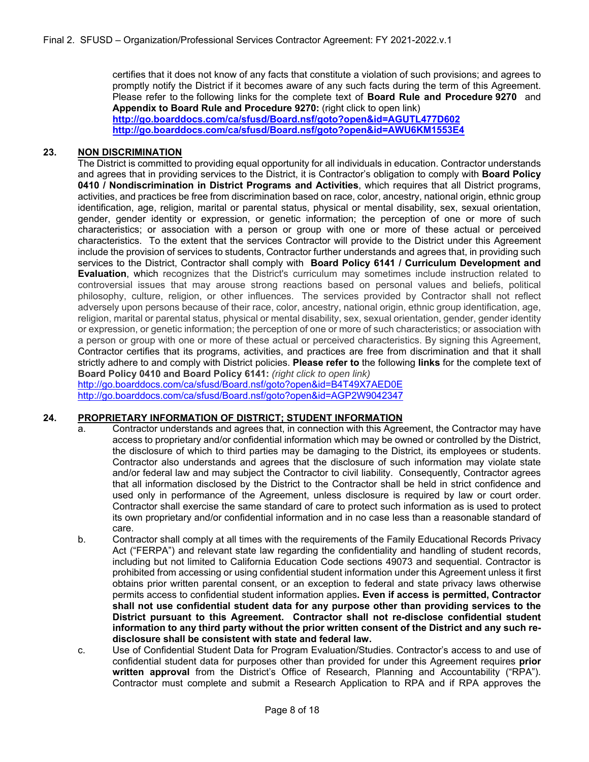certifies that it does not know of any facts that constitute a violation of such provisions; and agrees to promptly notify the District if it becomes aware of any such facts during the term of this Agreement. Please refer to the following links for the complete text of **Board Rule and Procedure 9270** and **Appendix to Board Rule and Procedure 9270:** (right click to open link)
**http://go.boarddocs.com/ca/sfusd/Board.nsf/goto?open&id=AGUTL477D602**
**http://go.boarddocs.com/ca/sfusd/Board.nsf/goto?open&id=AWU6KM1553E4**

**23. NON DISCRIMINATION**

The District is committed to providing equal opportunity for all individuals in education. Contractor understands and agrees that in providing services to the District, it is Contractor's obligation to comply with **Board Policy 0410 / Nondiscrimination in District Programs and Activities**, which requires that all District programs, activities, and practices be free from discrimination based on race, color, ancestry, national origin, ethnic group identification, age, religion, marital or parental status, physical or mental disability, sex, sexual orientation, gender, gender identity or expression, or genetic information; the perception of one or more of such characteristics; or association with a person or group with one or more of these actual or perceived characteristics. To the extent that the services Contractor will provide to the District under this Agreement include the provision of services to students, Contractor further understands and agrees that, in providing such services to the District, Contractor shall comply with **Board Policy 6141 / Curriculum Development and Evaluation**, which recognizes that the District's curriculum may sometimes include instruction related to controversial issues that may arouse strong reactions based on personal values and beliefs, political philosophy, culture, religion, or other influences. The services provided by Contractor shall not reflect adversely upon persons because of their race, color, ancestry, national origin, ethnic group identification, age, religion, marital or parental status, physical or mental disability, sex, sexual orientation, gender, gender identity or expression, or genetic information; the perception of one or more of such characteristics; or association with a person or group with one or more of these actual or perceived characteristics. By signing this Agreement, Contractor certifies that its programs, activities, and practices are free from discrimination and that it shall strictly adhere to and comply with District policies. **Please refer to** the following **links** for the complete text of **Board Policy 0410 and Board Policy 6141:** *(right click to open link)*
http://go.boarddocs.com/ca/sfusd/Board.nsf/goto?open&id=B4T49X7AED0E
http://go.boarddocs.com/ca/sfusd/Board.nsf/goto?open&id=AGP2W9042347

**24. PROPRIETARY INFORMATION OF DISTRICT; STUDENT INFORMATION**

a. Contractor understands and agrees that, in connection with this Agreement, the Contractor may have access to proprietary and/or confidential information which may be owned or controlled by the District, the disclosure of which to third parties may be damaging to the District, its employees or students. Contractor also understands and agrees that the disclosure of such information may violate state and/or federal law and may subject the Contractor to civil liability. Consequently, Contractor agrees that all information disclosed by the District to the Contractor shall be held in strict confidence and used only in performance of the Agreement, unless disclosure is required by law or court order. Contractor shall exercise the same standard of care to protect such information as is used to protect its own proprietary and/or confidential information and in no case less than a reasonable standard of care.

b. Contractor shall comply at all times with the requirements of the Family Educational Records Privacy Act ("FERPA") and relevant state law regarding the confidentiality and handling of student records, including but not limited to California Education Code sections 49073 and sequential. Contractor is prohibited from accessing or using confidential student information under this Agreement unless it first obtains prior written parental consent, or an exception to federal and state privacy laws otherwise permits access to confidential student information applies**. Even if access is permitted, Contractor shall not use confidential student data for any purpose other than providing services to the District pursuant to this Agreement. Contractor shall not re-disclose confidential student information to any third party without the prior written consent of the District and any such re-disclosure shall be consistent with state and federal law.**

c. Use of Confidential Student Data for Program Evaluation/Studies. Contractor's access to and use of confidential student data for purposes other than provided for under this Agreement requires **prior written approval** from the District's Office of Research, Planning and Accountability ("RPA"). Contractor must complete and submit a Research Application to RPA and if RPA approves the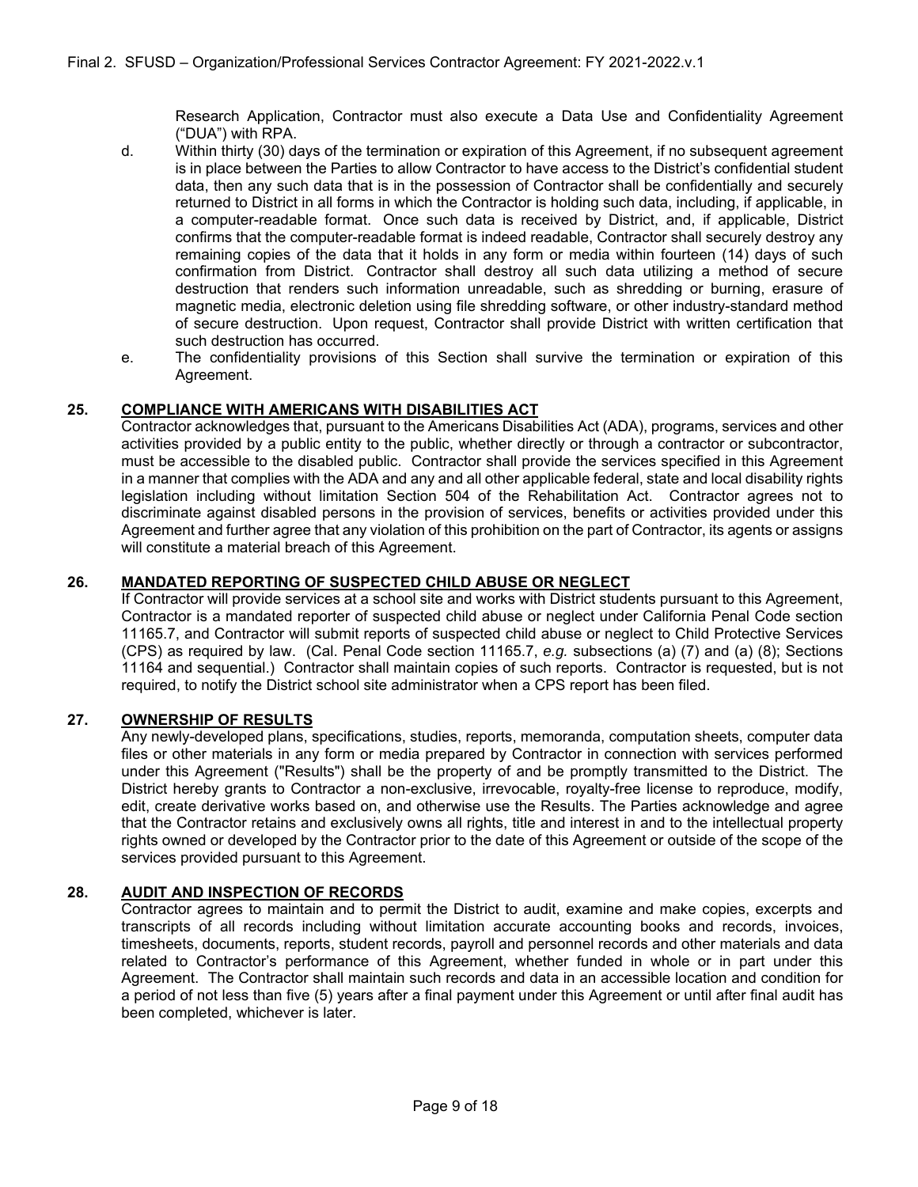Research Application, Contractor must also execute a Data Use and Confidentiality Agreement ("DUA") with RPA.

d. Within thirty (30) days of the termination or expiration of this Agreement, if no subsequent agreement is in place between the Parties to allow Contractor to have access to the District's confidential student data, then any such data that is in the possession of Contractor shall be confidentially and securely returned to District in all forms in which the Contractor is holding such data, including, if applicable, in a computer-readable format. Once such data is received by District, and, if applicable, District confirms that the computer-readable format is indeed readable, Contractor shall securely destroy any remaining copies of the data that it holds in any form or media within fourteen (14) days of such confirmation from District. Contractor shall destroy all such data utilizing a method of secure destruction that renders such information unreadable, such as shredding or burning, erasure of magnetic media, electronic deletion using file shredding software, or other industry-standard method of secure destruction. Upon request, Contractor shall provide District with written certification that such destruction has occurred.

e. The confidentiality provisions of this Section shall survive the termination or expiration of this Agreement.

## 25. COMPLIANCE WITH AMERICANS WITH DISABILITIES ACT

Contractor acknowledges that, pursuant to the Americans Disabilities Act (ADA), programs, services and other activities provided by a public entity to the public, whether directly or through a contractor or subcontractor, must be accessible to the disabled public. Contractor shall provide the services specified in this Agreement in a manner that complies with the ADA and any and all other applicable federal, state and local disability rights legislation including without limitation Section 504 of the Rehabilitation Act. Contractor agrees not to discriminate against disabled persons in the provision of services, benefits or activities provided under this Agreement and further agree that any violation of this prohibition on the part of Contractor, its agents or assigns will constitute a material breach of this Agreement.

## 26. MANDATED REPORTING OF SUSPECTED CHILD ABUSE OR NEGLECT

If Contractor will provide services at a school site and works with District students pursuant to this Agreement, Contractor is a mandated reporter of suspected child abuse or neglect under California Penal Code section 11165.7, and Contractor will submit reports of suspected child abuse or neglect to Child Protective Services (CPS) as required by law. (Cal. Penal Code section 11165.7, *e.g.* subsections (a) (7) and (a) (8); Sections 11164 and sequential.) Contractor shall maintain copies of such reports. Contractor is requested, but is not required, to notify the District school site administrator when a CPS report has been filed.

## 27. OWNERSHIP OF RESULTS

Any newly-developed plans, specifications, studies, reports, memoranda, computation sheets, computer data files or other materials in any form or media prepared by Contractor in connection with services performed under this Agreement ("Results") shall be the property of and be promptly transmitted to the District. The District hereby grants to Contractor a non-exclusive, irrevocable, royalty-free license to reproduce, modify, edit, create derivative works based on, and otherwise use the Results. The Parties acknowledge and agree that the Contractor retains and exclusively owns all rights, title and interest in and to the intellectual property rights owned or developed by the Contractor prior to the date of this Agreement or outside of the scope of the services provided pursuant to this Agreement.

## 28. AUDIT AND INSPECTION OF RECORDS

Contractor agrees to maintain and to permit the District to audit, examine and make copies, excerpts and transcripts of all records including without limitation accurate accounting books and records, invoices, timesheets, documents, reports, student records, payroll and personnel records and other materials and data related to Contractor's performance of this Agreement, whether funded in whole or in part under this Agreement. The Contractor shall maintain such records and data in an accessible location and condition for a period of not less than five (5) years after a final payment under this Agreement or until after final audit has been completed, whichever is later.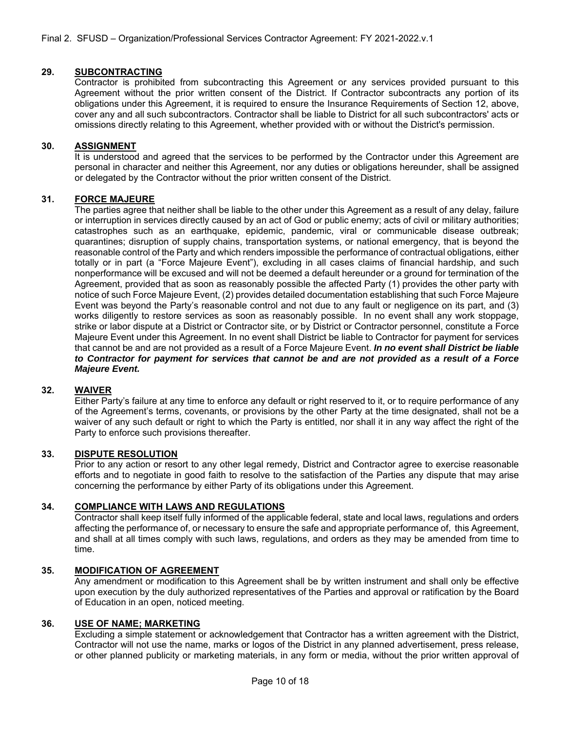## 29. SUBCONTRACTING

Contractor is prohibited from subcontracting this Agreement or any services provided pursuant to this Agreement without the prior written consent of the District. If Contractor subcontracts any portion of its obligations under this Agreement, it is required to ensure the Insurance Requirements of Section 12, above, cover any and all such subcontractors. Contractor shall be liable to District for all such subcontractors' acts or omissions directly relating to this Agreement, whether provided with or without the District's permission.

## 30. ASSIGNMENT

It is understood and agreed that the services to be performed by the Contractor under this Agreement are personal in character and neither this Agreement, nor any duties or obligations hereunder, shall be assigned or delegated by the Contractor without the prior written consent of the District.

## 31. FORCE MAJEURE

The parties agree that neither shall be liable to the other under this Agreement as a result of any delay, failure or interruption in services directly caused by an act of God or public enemy; acts of civil or military authorities; catastrophes such as an earthquake, epidemic, pandemic, viral or communicable disease outbreak; quarantines; disruption of supply chains, transportation systems, or national emergency, that is beyond the reasonable control of the Party and which renders impossible the performance of contractual obligations, either totally or in part (a "Force Majeure Event"), excluding in all cases claims of financial hardship, and such nonperformance will be excused and will not be deemed a default hereunder or a ground for termination of the Agreement, provided that as soon as reasonably possible the affected Party (1) provides the other party with notice of such Force Majeure Event, (2) provides detailed documentation establishing that such Force Majeure Event was beyond the Party's reasonable control and not due to any fault or negligence on its part, and (3) works diligently to restore services as soon as reasonably possible. In no event shall any work stoppage, strike or labor dispute at a District or Contractor site, or by District or Contractor personnel, constitute a Force Majeure Event under this Agreement. In no event shall District be liable to Contractor for payment for services that cannot be and are not provided as a result of a Force Majeure Event. ***In no event shall District be liable to Contractor for payment for services that cannot be and are not provided as a result of a Force Majeure Event.***

## 32. WAIVER

Either Party's failure at any time to enforce any default or right reserved to it, or to require performance of any of the Agreement's terms, covenants, or provisions by the other Party at the time designated, shall not be a waiver of any such default or right to which the Party is entitled, nor shall it in any way affect the right of the Party to enforce such provisions thereafter.

## 33. DISPUTE RESOLUTION

Prior to any action or resort to any other legal remedy, District and Contractor agree to exercise reasonable efforts and to negotiate in good faith to resolve to the satisfaction of the Parties any dispute that may arise concerning the performance by either Party of its obligations under this Agreement.

## 34. COMPLIANCE WITH LAWS AND REGULATIONS

Contractor shall keep itself fully informed of the applicable federal, state and local laws, regulations and orders affecting the performance of, or necessary to ensure the safe and appropriate performance of, this Agreement, and shall at all times comply with such laws, regulations, and orders as they may be amended from time to time.

## 35. MODIFICATION OF AGREEMENT

Any amendment or modification to this Agreement shall be by written instrument and shall only be effective upon execution by the duly authorized representatives of the Parties and approval or ratification by the Board of Education in an open, noticed meeting.

## 36. USE OF NAME; MARKETING

Excluding a simple statement or acknowledgement that Contractor has a written agreement with the District, Contractor will not use the name, marks or logos of the District in any planned advertisement, press release, or other planned publicity or marketing materials, in any form or media, without the prior written approval of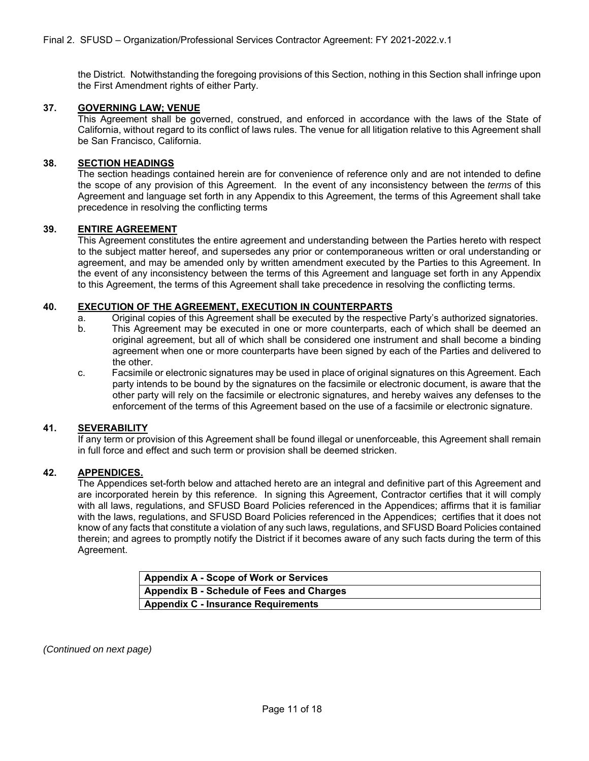the District. Notwithstanding the foregoing provisions of this Section, nothing in this Section shall infringe upon the First Amendment rights of either Party.

## 37. GOVERNING LAW; VENUE

This Agreement shall be governed, construed, and enforced in accordance with the laws of the State of California, without regard to its conflict of laws rules. The venue for all litigation relative to this Agreement shall be San Francisco, California.

## 38. SECTION HEADINGS

The section headings contained herein are for convenience of reference only and are not intended to define the scope of any provision of this Agreement. In the event of any inconsistency between the *terms* of this Agreement and language set forth in any Appendix to this Agreement, the terms of this Agreement shall take precedence in resolving the conflicting terms

## 39. ENTIRE AGREEMENT

This Agreement constitutes the entire agreement and understanding between the Parties hereto with respect to the subject matter hereof, and supersedes any prior or contemporaneous written or oral understanding or agreement, and may be amended only by written amendment executed by the Parties to this Agreement. In the event of any inconsistency between the terms of this Agreement and language set forth in any Appendix to this Agreement, the terms of this Agreement shall take precedence in resolving the conflicting terms.

## 40. EXECUTION OF THE AGREEMENT, EXECUTION IN COUNTERPARTS

a. Original copies of this Agreement shall be executed by the respective Party's authorized signatories.

b. This Agreement may be executed in one or more counterparts, each of which shall be deemed an original agreement, but all of which shall be considered one instrument and shall become a binding agreement when one or more counterparts have been signed by each of the Parties and delivered to the other.

c. Facsimile or electronic signatures may be used in place of original signatures on this Agreement. Each party intends to be bound by the signatures on the facsimile or electronic document, is aware that the other party will rely on the facsimile or electronic signatures, and hereby waives any defenses to the enforcement of the terms of this Agreement based on the use of a facsimile or electronic signature.

## 41. SEVERABILITY

If any term or provision of this Agreement shall be found illegal or unenforceable, this Agreement shall remain in full force and effect and such term or provision shall be deemed stricken.

## 42. APPENDICES.

The Appendices set-forth below and attached hereto are an integral and definitive part of this Agreement and are incorporated herein by this reference. In signing this Agreement, Contractor certifies that it will comply with all laws, regulations, and SFUSD Board Policies referenced in the Appendices; affirms that it is familiar with the laws, regulations, and SFUSD Board Policies referenced in the Appendices; certifies that it does not know of any facts that constitute a violation of any such laws, regulations, and SFUSD Board Policies contained therein; and agrees to promptly notify the District if it becomes aware of any such facts during the term of this Agreement.

| **Appendix A - Scope of Work or Services** |
|---|
| **Appendix B - Schedule of Fees and Charges** |
| **Appendix C - Insurance Requirements** |

*(Continued on next page)*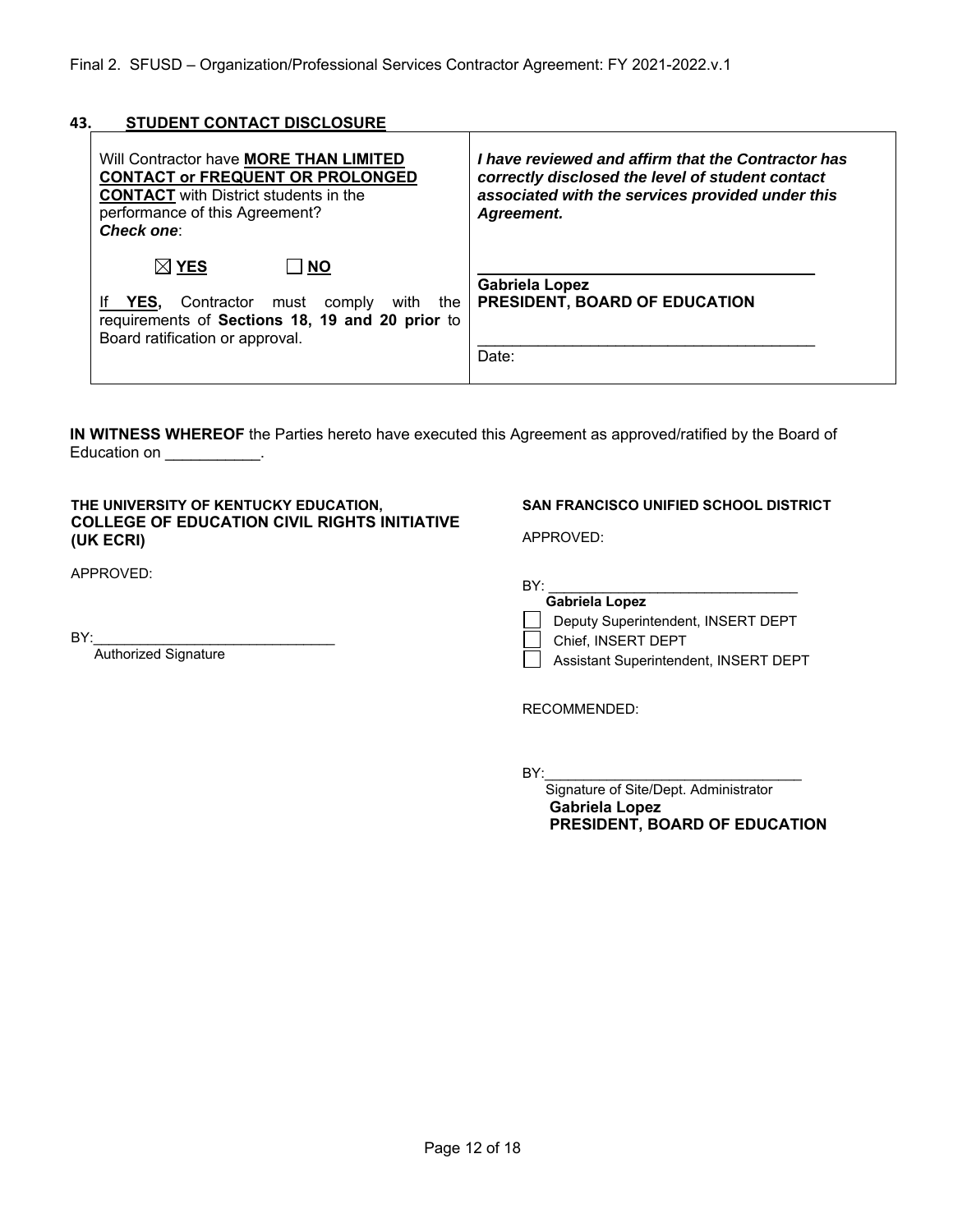## 43. STUDENT CONTACT DISCLOSURE

| Will Contractor have **MORE THAN LIMITED CONTACT or FREQUENT OR PROLONGED CONTACT** with District students in the performance of this Agreement? ***Check one***:<br><br>☒ **YES** ☐ **NO**<br><br>If **YES,** Contractor must comply with the requirements of **Sections 18, 19 and 20 prior** to Board ratification or approval. | ***I have reviewed and affirm that the Contractor has correctly disclosed the level of student contact associated with the services provided under this Agreement.***<br><br>______________________________<br>**Gabriela Lopez**<br>**PRESIDENT, BOARD OF EDUCATION**<br><br>______________________________<br>Date: |
|---|---|

**IN WITNESS WHEREOF** the Parties hereto have executed this Agreement as approved/ratified by the Board of Education on ___________.

**THE UNIVERSITY OF KENTUCKY EDUCATION, COLLEGE OF EDUCATION CIVIL RIGHTS INITIATIVE (UK ECRI)**

APPROVED:

BY:______________________________
Authorized Signature

**SAN FRANCISCO UNIFIED SCHOOL DISTRICT**

APPROVED:

BY: ______________________________
**Gabriela Lopez**
☐ Deputy Superintendent, INSERT DEPT
☐ Chief, INSERT DEPT
☐ Assistant Superintendent, INSERT DEPT

RECOMMENDED:

BY:______________________________
Signature of Site/Dept. Administrator
**Gabriela Lopez**
**PRESIDENT, BOARD OF EDUCATION**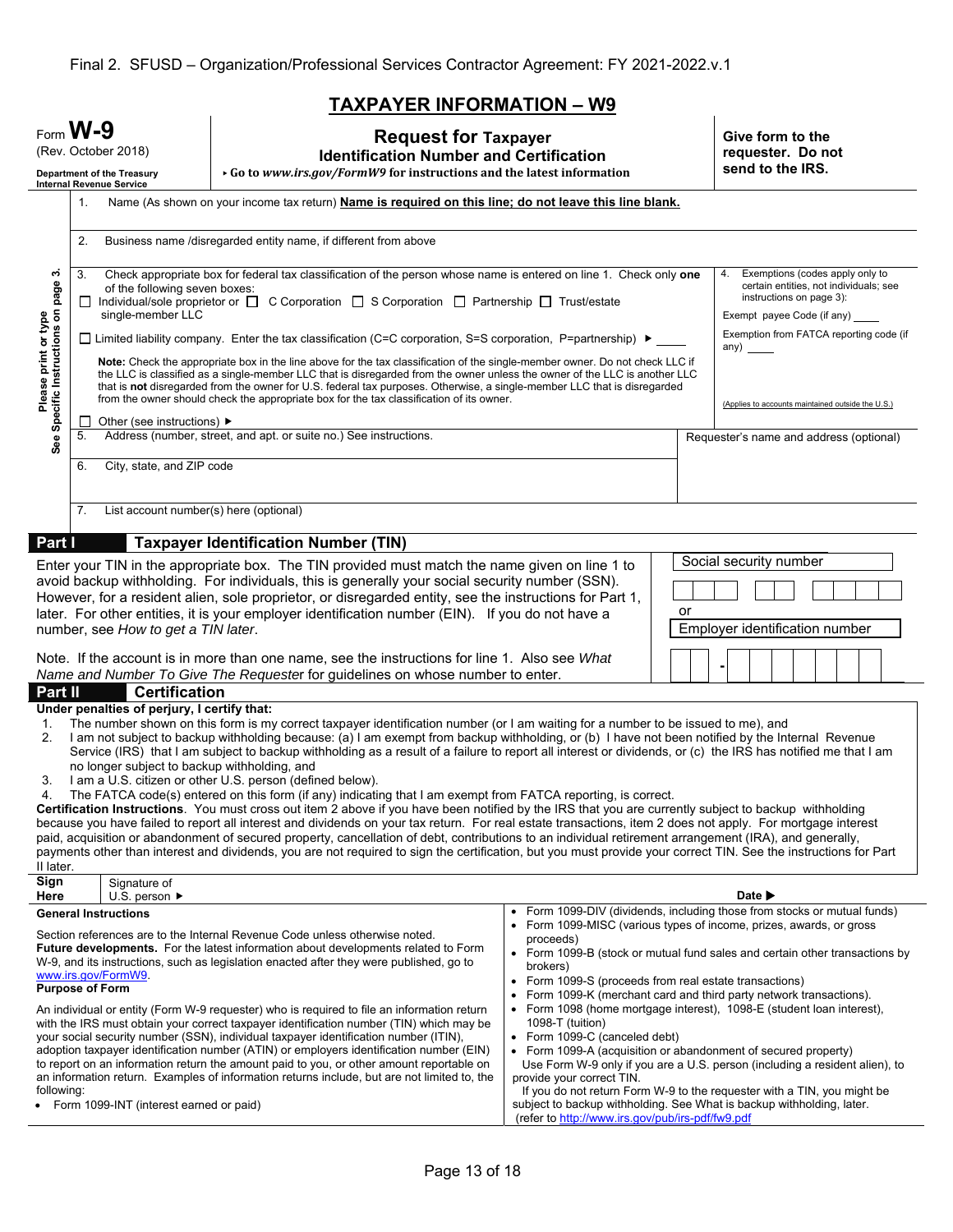# TAXPAYER INFORMATION – W9

Form **W-9**
(Rev. October 2018)
Department of the Treasury
Internal Revenue Service

## Request for Taxpayer Identification Number and Certification

▸ Go to *www.irs.gov/FormW9* for instructions and the latest information

**Give form to the requester. Do not send to the IRS.**

*Please print or type. See Specific Instructions on page 3.*

1. Name (As shown on your income tax return) **Name is required on this line; do not leave this line blank.**

2. Business name /disregarded entity name, if different from above

3. Check appropriate box for federal tax classification of the person whose name is entered on line 1. Check only **one** of the following seven boxes:
   ☐ Individual/sole proprietor or single-member LLC ☐ C Corporation ☐ S Corporation ☐ Partnership ☐ Trust/estate
   ☐ Limited liability company. Enter the tax classification (C=C corporation, S=S corporation, P=partnership) ▶ ____
   **Note:** Check the appropriate box in the line above for the tax classification of the single-member owner. Do not check LLC if the LLC is classified as a single-member LLC that is disregarded from the owner unless the owner of the LLC is another LLC that is **not** disregarded from the owner for U.S. federal tax purposes. Otherwise, a single-member LLC that is disregarded from the owner should check the appropriate box for the tax classification of its owner.
   ☐ Other (see instructions) ▶

4. Exemptions (codes apply only to certain entities, not individuals; see instructions on page 3):
   Exempt payee Code (if any) ____
   Exemption from FATCA reporting code (if any) ____
   (Applies to accounts maintained outside the U.S.)

5. Address (number, street, and apt. or suite no.) See instructions.

Requester's name and address (optional)

6. City, state, and ZIP code

7. List account number(s) here (optional)

## Part I Taxpayer Identification Number (TIN)

Enter your TIN in the appropriate box. The TIN provided must match the name given on line 1 to avoid backup withholding. For individuals, this is generally your social security number (SSN). However, for a resident alien, sole proprietor, or disregarded entity, see the instructions for Part 1, later. For other entities, it is your employer identification number (EIN). If you do not have a number, see *How to get a TIN later*.

Note. If the account is in more than one name, see the instructions for line 1. Also see *What Name and Number To Give The Requester* for guidelines on whose number to enter.

Social security number
☐☐☐ - ☐☐ - ☐☐☐☐

or

Employer identification number
☐☐ - ☐☐☐☐☐☐☐

## Part II Certification

**Under penalties of perjury, I certify that:**

1. The number shown on this form is my correct taxpayer identification number (or I am waiting for a number to be issued to me), and
2. I am not subject to backup withholding because: (a) I am exempt from backup withholding, or (b) I have not been notified by the Internal Revenue Service (IRS) that I am subject to backup withholding as a result of a failure to report all interest or dividends, or (c) the IRS has notified me that I am no longer subject to backup withholding, and
3. I am a U.S. citizen or other U.S. person (defined below).
4. The FATCA code(s) entered on this form (if any) indicating that I am exempt from FATCA reporting, is correct.

**Certification Instructions**. You must cross out item 2 above if you have been notified by the IRS that you are currently subject to backup withholding because you have failed to report all interest and dividends on your tax return. For real estate transactions, item 2 does not apply. For mortgage interest paid, acquisition or abandonment of secured property, cancellation of debt, contributions to an individual retirement arrangement (IRA), and generally, payments other than interest and dividends, you are not required to sign the certification, but you must provide your correct TIN. See the instructions for Part II later.

**Sign Here** Signature of U.S. person ▶ **Date ▶**

### General Instructions

Section references are to the Internal Revenue Code unless otherwise noted.

**Future developments.** For the latest information about developments related to Form W-9, and its instructions, such as legislation enacted after they were published, go to www.irs.gov/FormW9.

### Purpose of Form

An individual or entity (Form W-9 requester) who is required to file an information return with the IRS must obtain your correct taxpayer identification number (TIN) which may be your social security number (SSN), individual taxpayer identification number (ITIN), adoption taxpayer identification number (ATIN) or employers identification number (EIN) to report on an information return the amount paid to you, or other amount reportable on an information return. Examples of information returns include, but are not limited to, the following:

- Form 1099-INT (interest earned or paid)
- Form 1099-DIV (dividends, including those from stocks or mutual funds)
- Form 1099-MISC (various types of income, prizes, awards, or gross proceeds)
- Form 1099-B (stock or mutual fund sales and certain other transactions by brokers)
- Form 1099-S (proceeds from real estate transactions)
- Form 1099-K (merchant card and third party network transactions).
- Form 1098 (home mortgage interest), 1098-E (student loan interest), 1098-T (tuition)
- Form 1099-C (canceled debt)
- Form 1099-A (acquisition or abandonment of secured property)

Use Form W-9 only if you are a U.S. person (including a resident alien), to provide your correct TIN.

If you do not return Form W-9 to the requester with a TIN, you might be subject to backup withholding. See What is backup withholding, later.
(refer to http://www.irs.gov/pub/irs-pdf/fw9.pdf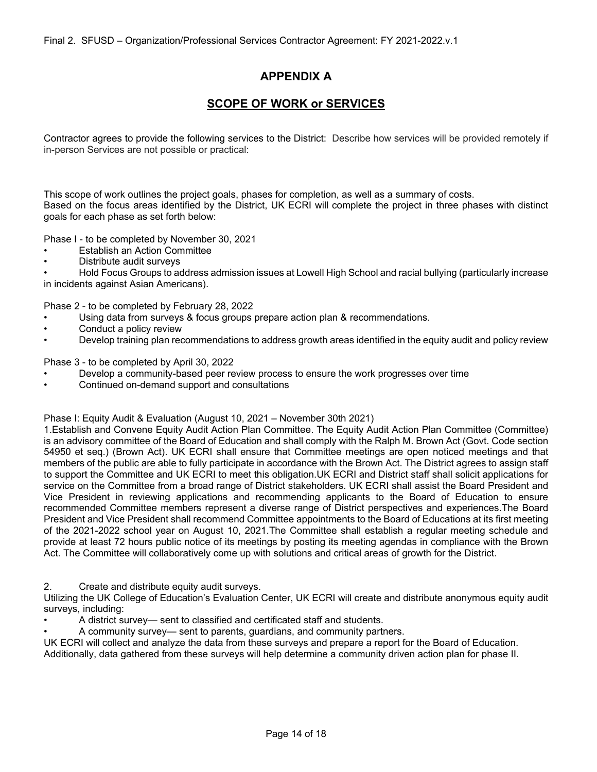## APPENDIX A

## SCOPE OF WORK or SERVICES

Contractor agrees to provide the following services to the District: Describe how services will be provided remotely if in-person Services are not possible or practical:

This scope of work outlines the project goals, phases for completion, as well as a summary of costs.
Based on the focus areas identified by the District, UK ECRI will complete the project in three phases with distinct goals for each phase as set forth below:

Phase I - to be completed by November 30, 2021

- Establish an Action Committee
- Distribute audit surveys
- Hold Focus Groups to address admission issues at Lowell High School and racial bullying (particularly increase in incidents against Asian Americans).

Phase 2 - to be completed by February 28, 2022

- Using data from surveys & focus groups prepare action plan & recommendations.
- Conduct a policy review
- Develop training plan recommendations to address growth areas identified in the equity audit and policy review

Phase 3 - to be completed by April 30, 2022

- Develop a community-based peer review process to ensure the work progresses over time
- Continued on-demand support and consultations

Phase I: Equity Audit & Evaluation (August 10, 2021 – November 30th 2021)

1.Establish and Convene Equity Audit Action Plan Committee. The Equity Audit Action Plan Committee (Committee) is an advisory committee of the Board of Education and shall comply with the Ralph M. Brown Act (Govt. Code section 54950 et seq.) (Brown Act). UK ECRI shall ensure that Committee meetings are open noticed meetings and that members of the public are able to fully participate in accordance with the Brown Act. The District agrees to assign staff to support the Committee and UK ECRI to meet this obligation.UK ECRI and District staff shall solicit applications for service on the Committee from a broad range of District stakeholders. UK ECRI shall assist the Board President and Vice President in reviewing applications and recommending applicants to the Board of Education to ensure recommended Committee members represent a diverse range of District perspectives and experiences.The Board President and Vice President shall recommend Committee appointments to the Board of Educations at its first meeting of the 2021-2022 school year on August 10, 2021.The Committee shall establish a regular meeting schedule and provide at least 72 hours public notice of its meetings by posting its meeting agendas in compliance with the Brown Act. The Committee will collaboratively come up with solutions and critical areas of growth for the District.

2. Create and distribute equity audit surveys.

Utilizing the UK College of Education's Evaluation Center, UK ECRI will create and distribute anonymous equity audit surveys, including:

- A district survey— sent to classified and certificated staff and students.
- A community survey— sent to parents, guardians, and community partners.

UK ECRI will collect and analyze the data from these surveys and prepare a report for the Board of Education.
Additionally, data gathered from these surveys will help determine a community driven action plan for phase II.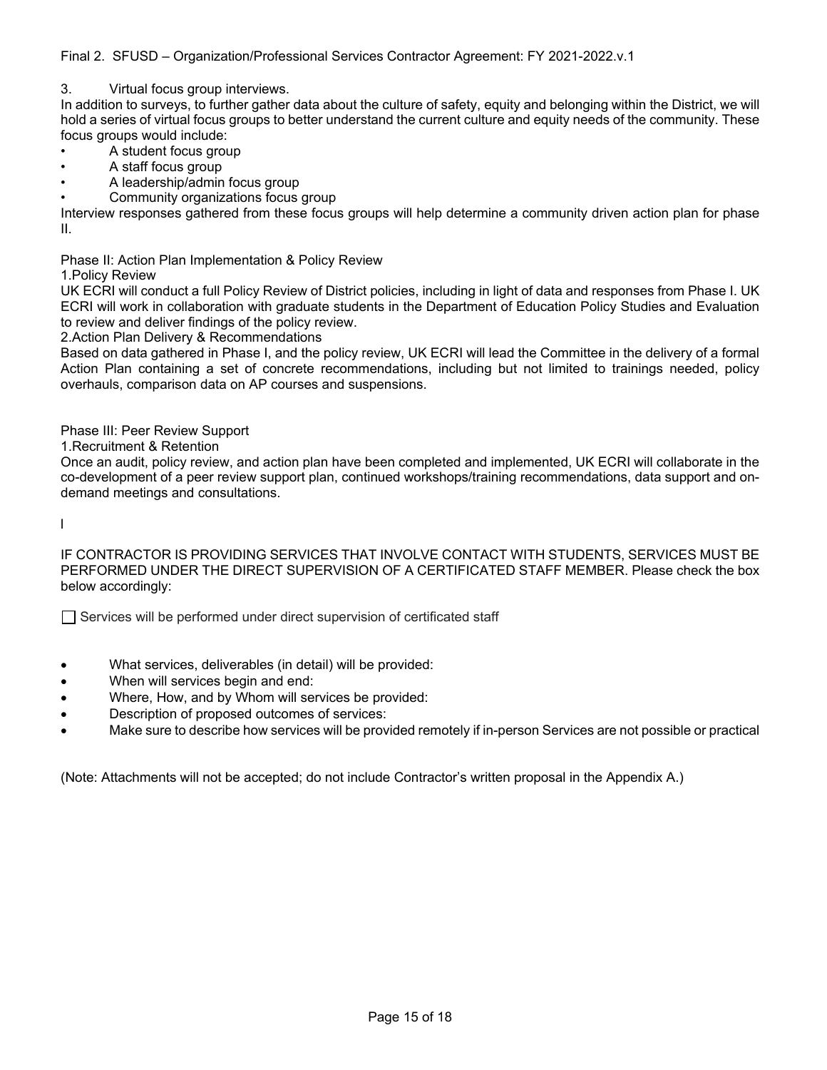3. Virtual focus group interviews.

In addition to surveys, to further gather data about the culture of safety, equity and belonging within the District, we will hold a series of virtual focus groups to better understand the current culture and equity needs of the community. These focus groups would include:

- A student focus group
- A staff focus group
- A leadership/admin focus group
- Community organizations focus group

Interview responses gathered from these focus groups will help determine a community driven action plan for phase II.

Phase II: Action Plan Implementation & Policy Review

1.Policy Review

UK ECRI will conduct a full Policy Review of District policies, including in light of data and responses from Phase I. UK ECRI will work in collaboration with graduate students in the Department of Education Policy Studies and Evaluation to review and deliver findings of the policy review.

2.Action Plan Delivery & Recommendations

Based on data gathered in Phase I, and the policy review, UK ECRI will lead the Committee in the delivery of a formal Action Plan containing a set of concrete recommendations, including but not limited to trainings needed, policy overhauls, comparison data on AP courses and suspensions.

Phase III: Peer Review Support

1.Recruitment & Retention

Once an audit, policy review, and action plan have been completed and implemented, UK ECRI will collaborate in the co-development of a peer review support plan, continued workshops/training recommendations, data support and on-demand meetings and consultations.

l

IF CONTRACTOR IS PROVIDING SERVICES THAT INVOLVE CONTACT WITH STUDENTS, SERVICES MUST BE PERFORMED UNDER THE DIRECT SUPERVISION OF A CERTIFICATED STAFF MEMBER. Please check the box below accordingly:

☐ Services will be performed under direct supervision of certificated staff

- What services, deliverables (in detail) will be provided:
- When will services begin and end:
- Where, How, and by Whom will services be provided:
- Description of proposed outcomes of services:
- Make sure to describe how services will be provided remotely if in-person Services are not possible or practical

(Note: Attachments will not be accepted; do not include Contractor's written proposal in the Appendix A.)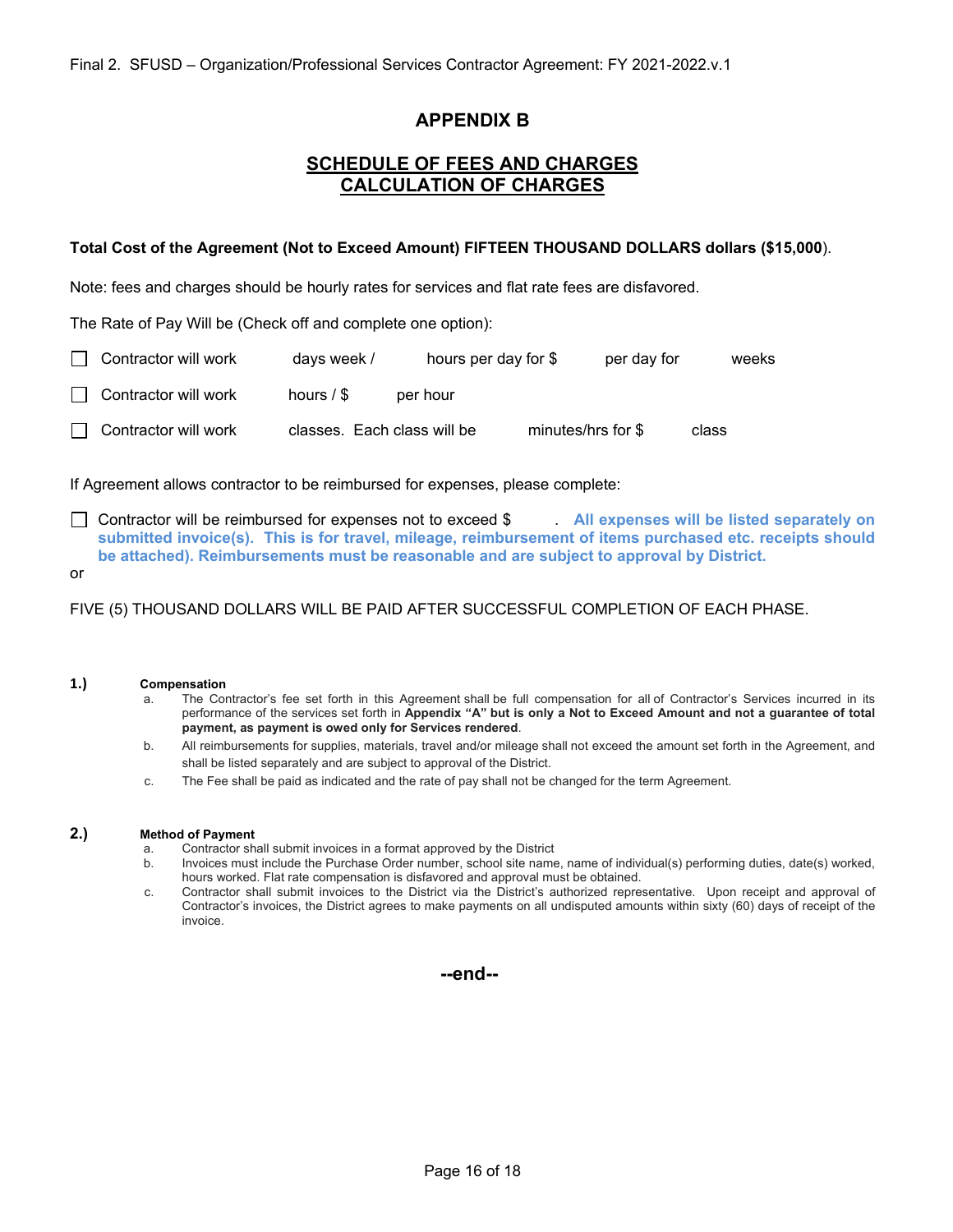# APPENDIX B

## SCHEDULE OF FEES AND CHARGES
## CALCULATION OF CHARGES

**Total Cost of the Agreement (Not to Exceed Amount) FIFTEEN THOUSAND DOLLARS dollars ($15,000**).

Note: fees and charges should be hourly rates for services and flat rate fees are disfavored.

The Rate of Pay Will be (Check off and complete one option):

☐ Contractor will work days week / hours per day for $ per day for weeks

☐ Contractor will work hours / $ per hour

☐ Contractor will work classes. Each class will be minutes/hrs for $ class

If Agreement allows contractor to be reimbursed for expenses, please complete:

☐ Contractor will be reimbursed for expenses not to exceed $ . **All expenses will be listed separately on submitted invoice(s). This is for travel, mileage, reimbursement of items purchased etc. receipts should be attached). Reimbursements must be reasonable and are subject to approval by District.**

or

FIVE (5) THOUSAND DOLLARS WILL BE PAID AFTER SUCCESSFUL COMPLETION OF EACH PHASE.

**1.) Compensation**

a. The Contractor's fee set forth in this Agreement shall be full compensation for all of Contractor's Services incurred in its performance of the services set forth in **Appendix "A" but is only a Not to Exceed Amount and not a guarantee of total payment, as payment is owed only for Services rendered**.

b. All reimbursements for supplies, materials, travel and/or mileage shall not exceed the amount set forth in the Agreement, and shall be listed separately and are subject to approval of the District.

c. The Fee shall be paid as indicated and the rate of pay shall not be changed for the term Agreement.

**2.) Method of Payment**

a. Contractor shall submit invoices in a format approved by the District

b. Invoices must include the Purchase Order number, school site name, name of individual(s) performing duties, date(s) worked, hours worked. Flat rate compensation is disfavored and approval must be obtained.

c. Contractor shall submit invoices to the District via the District's authorized representative. Upon receipt and approval of Contractor's invoices, the District agrees to make payments on all undisputed amounts within sixty (60) days of receipt of the invoice.

**--end--**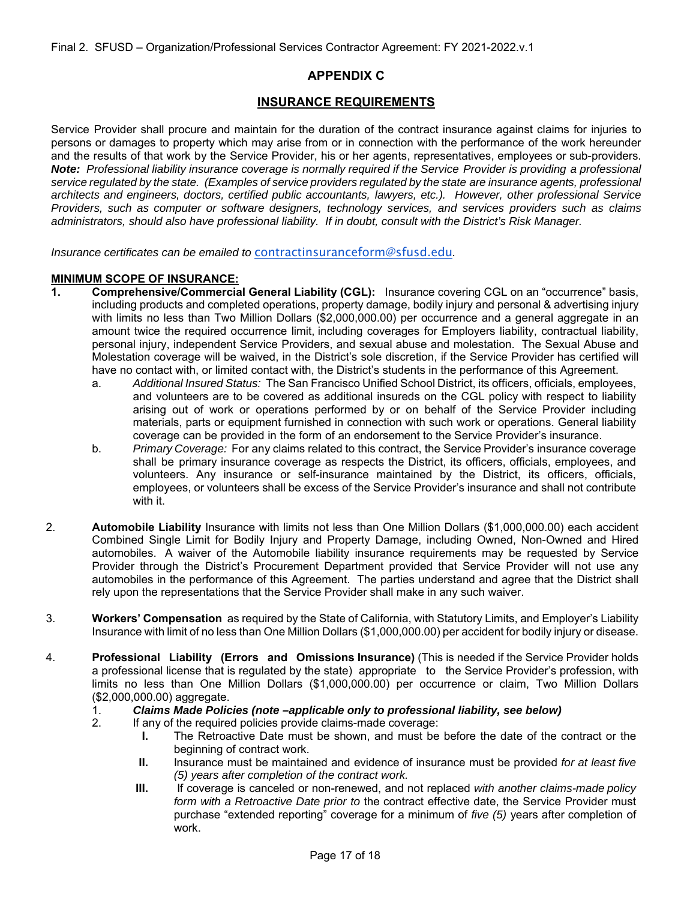## APPENDIX C

## INSURANCE REQUIREMENTS

Service Provider shall procure and maintain for the duration of the contract insurance against claims for injuries to persons or damages to property which may arise from or in connection with the performance of the work hereunder and the results of that work by the Service Provider, his or her agents, representatives, employees or sub-providers. ***Note:*** *Professional liability insurance coverage is normally required if the Service Provider is providing a professional service regulated by the state. (Examples of service providers regulated by the state are insurance agents, professional architects and engineers, doctors, certified public accountants, lawyers, etc.). However, other professional Service Providers, such as computer or software designers, technology services, and services providers such as claims administrators, should also have professional liability. If in doubt, consult with the District's Risk Manager.*

*Insurance certificates can be emailed to* contractinsuranceform@sfusd.edu*.*

**MINIMUM SCOPE OF INSURANCE:**

1. **Comprehensive/Commercial General Liability (CGL):** Insurance covering CGL on an "occurrence" basis, including products and completed operations, property damage, bodily injury and personal & advertising injury with limits no less than Two Million Dollars ($2,000,000.00) per occurrence and a general aggregate in an amount twice the required occurrence limit, including coverages for Employers liability, contractual liability, personal injury, independent Service Providers, and sexual abuse and molestation. The Sexual Abuse and Molestation coverage will be waived, in the District's sole discretion, if the Service Provider has certified will have no contact with, or limited contact with, the District's students in the performance of this Agreement.
    a. *Additional Insured Status:* The San Francisco Unified School District, its officers, officials, employees, and volunteers are to be covered as additional insureds on the CGL policy with respect to liability arising out of work or operations performed by or on behalf of the Service Provider including materials, parts or equipment furnished in connection with such work or operations. General liability coverage can be provided in the form of an endorsement to the Service Provider's insurance.
    b. *Primary Coverage:* For any claims related to this contract, the Service Provider's insurance coverage shall be primary insurance coverage as respects the District, its officers, officials, employees, and volunteers. Any insurance or self-insurance maintained by the District, its officers, officials, employees, or volunteers shall be excess of the Service Provider's insurance and shall not contribute with it.

2. **Automobile Liability** Insurance with limits not less than One Million Dollars ($1,000,000.00) each accident Combined Single Limit for Bodily Injury and Property Damage, including Owned, Non-Owned and Hired automobiles. A waiver of the Automobile liability insurance requirements may be requested by Service Provider through the District's Procurement Department provided that Service Provider will not use any automobiles in the performance of this Agreement. The parties understand and agree that the District shall rely upon the representations that the Service Provider shall make in any such waiver.

3. **Workers' Compensation** as required by the State of California, with Statutory Limits, and Employer's Liability Insurance with limit of no less than One Million Dollars ($1,000,000.00) per accident for bodily injury or disease.

4. **Professional Liability (Errors and Omissions Insurance)** (This is needed if the Service Provider holds a professional license that is regulated by the state) appropriate to the Service Provider's profession, with limits no less than One Million Dollars ($1,000,000.00) per occurrence or claim, Two Million Dollars ($2,000,000.00) aggregate.
    1. ***Claims Made Policies (note –applicable only to professional liability, see below)***
    2. If any of the required policies provide claims-made coverage:
        - **I.** The Retroactive Date must be shown, and must be before the date of the contract or the beginning of contract work.
        - **II.** Insurance must be maintained and evidence of insurance must be provided *for at least five (5) years after completion of the contract work.*
        - **III.** If coverage is canceled or non-renewed, and not replaced *with another claims-made policy form with a Retroactive Date prior to* the contract effective date, the Service Provider must purchase "extended reporting" coverage for a minimum of *five (5)* years after completion of work.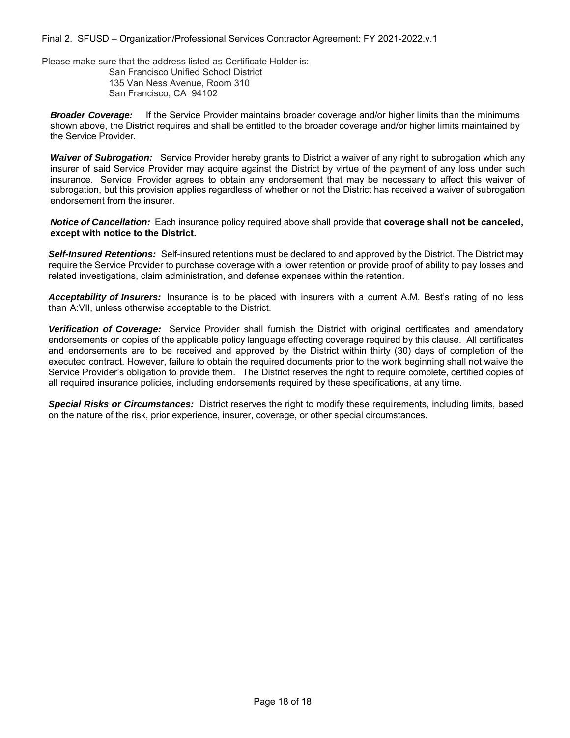Please make sure that the address listed as Certificate Holder is:

San Francisco Unified School District
135 Van Ness Avenue, Room 310
San Francisco, CA 94102

***Broader Coverage:*** If the Service Provider maintains broader coverage and/or higher limits than the minimums shown above, the District requires and shall be entitled to the broader coverage and/or higher limits maintained by the Service Provider.

***Waiver of Subrogation:*** Service Provider hereby grants to District a waiver of any right to subrogation which any insurer of said Service Provider may acquire against the District by virtue of the payment of any loss under such insurance. Service Provider agrees to obtain any endorsement that may be necessary to affect this waiver of subrogation, but this provision applies regardless of whether or not the District has received a waiver of subrogation endorsement from the insurer.

***Notice of Cancellation:*** Each insurance policy required above shall provide that **coverage shall not be canceled, except with notice to the District.**

***Self-Insured Retentions:*** Self-insured retentions must be declared to and approved by the District. The District may require the Service Provider to purchase coverage with a lower retention or provide proof of ability to pay losses and related investigations, claim administration, and defense expenses within the retention.

***Acceptability of Insurers:*** Insurance is to be placed with insurers with a current A.M. Best's rating of no less than A:VII, unless otherwise acceptable to the District.

***Verification of Coverage:*** Service Provider shall furnish the District with original certificates and amendatory endorsements or copies of the applicable policy language effecting coverage required by this clause. All certificates and endorsements are to be received and approved by the District within thirty (30) days of completion of the executed contract. However, failure to obtain the required documents prior to the work beginning shall not waive the Service Provider's obligation to provide them. The District reserves the right to require complete, certified copies of all required insurance policies, including endorsements required by these specifications, at any time.

***Special Risks or Circumstances:*** District reserves the right to modify these requirements, including limits, based on the nature of the risk, prior experience, insurer, coverage, or other special circumstances.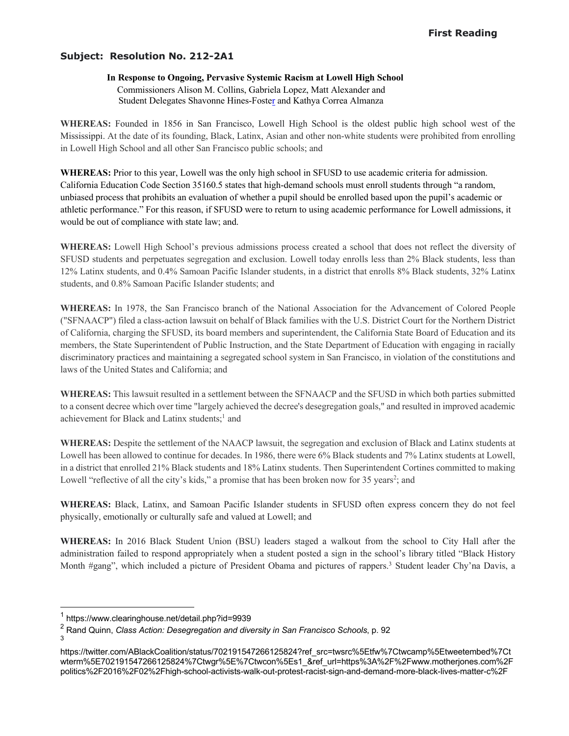**First Reading**

**Subject: Resolution No. 212-2A1**

**In Response to Ongoing, Pervasive Systemic Racism at Lowell High School**
Commissioners Alison M. Collins, Gabriela Lopez, Matt Alexander and
Student Delegates Shavonne Hines-Foster and Kathya Correa Almanza

**WHEREAS:** Founded in 1856 in San Francisco, Lowell High School is the oldest public high school west of the Mississippi. At the date of its founding, Black, Latinx, Asian and other non-white students were prohibited from enrolling in Lowell High School and all other San Francisco public schools; and

**WHEREAS:** Prior to this year, Lowell was the only high school in SFUSD to use academic criteria for admission. California Education Code Section 35160.5 states that high-demand schools must enroll students through "a random, unbiased process that prohibits an evaluation of whether a pupil should be enrolled based upon the pupil's academic or athletic performance." For this reason, if SFUSD were to return to using academic performance for Lowell admissions, it would be out of compliance with state law; and.

**WHEREAS:** Lowell High School's previous admissions process created a school that does not reflect the diversity of SFUSD students and perpetuates segregation and exclusion. Lowell today enrolls less than 2% Black students, less than 12% Latinx students, and 0.4% Samoan Pacific Islander students, in a district that enrolls 8% Black students, 32% Latinx students, and 0.8% Samoan Pacific Islander students; and

**WHEREAS:** In 1978, the San Francisco branch of the National Association for the Advancement of Colored People ("SFNAACP") filed a class-action lawsuit on behalf of Black families with the U.S. District Court for the Northern District of California, charging the SFUSD, its board members and superintendent, the California State Board of Education and its members, the State Superintendent of Public Instruction, and the State Department of Education with engaging in racially discriminatory practices and maintaining a segregated school system in San Francisco, in violation of the constitutions and laws of the United States and California; and

**WHEREAS:** This lawsuit resulted in a settlement between the SFNAACP and the SFUSD in which both parties submitted to a consent decree which over time "largely achieved the decree's desegregation goals," and resulted in improved academic achievement for Black and Latinx students;[1] and

**WHEREAS:** Despite the settlement of the NAACP lawsuit, the segregation and exclusion of Black and Latinx students at Lowell has been allowed to continue for decades. In 1986, there were 6% Black students and 7% Latinx students at Lowell, in a district that enrolled 21% Black students and 18% Latinx students. Then Superintendent Cortines committed to making Lowell "reflective of all the city's kids," a promise that has been broken now for 35 years[2]; and

**WHEREAS:** Black, Latinx, and Samoan Pacific Islander students in SFUSD often express concern they do not feel physically, emotionally or culturally safe and valued at Lowell; and

**WHEREAS:** In 2016 Black Student Union (BSU) leaders staged a walkout from the school to City Hall after the administration failed to respond appropriately when a student posted a sign in the school's library titled "Black History Month #gang", which included a picture of President Obama and pictures of rappers.[3] Student leader Chy'na Davis, a

---

[1] https://www.clearinghouse.net/detail.php?id=9939

[2] Rand Quinn, *Class Action: Desegregation and diversity in San Francisco Schools*, p. 92

[3] https://twitter.com/ABlackCoalition/status/702191547266125824?ref_src=twsrc%5Etfw%7Ctwcamp%5Etweetembed%7Ctwterm%5E702191547266125824%7Ctwgr%5E%7Ctwcon%5Es1_&ref_url=https%3A%2F%2Fwww.motherjones.com%2Fpolitics%2F2016%2F02%2Fhigh-school-activists-walk-out-protest-racist-sign-and-demand-more-black-lives-matter-c%2F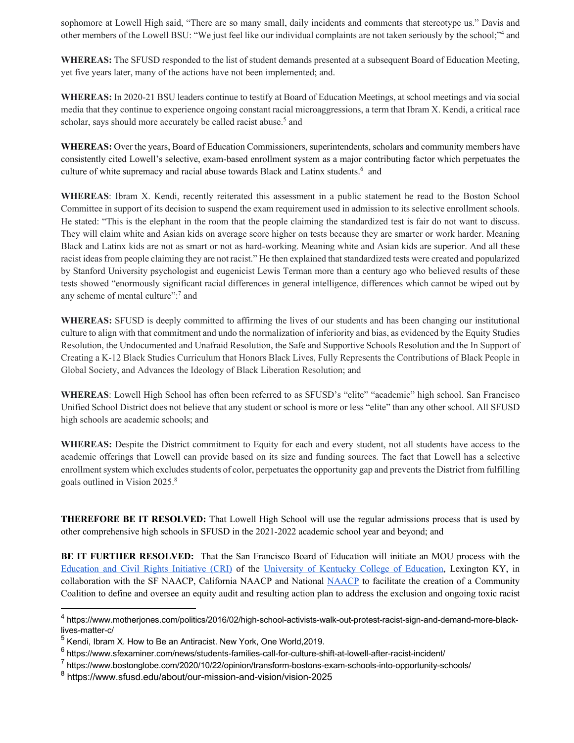sophomore at Lowell High said, "There are so many small, daily incidents and comments that stereotype us." Davis and other members of the Lowell BSU: "We just feel like our individual complaints are not taken seriously by the school;"[4] and

**WHEREAS:** The SFUSD responded to the list of student demands presented at a subsequent Board of Education Meeting, yet five years later, many of the actions have not been implemented; and.

**WHEREAS:** In 2020-21 BSU leaders continue to testify at Board of Education Meetings, at school meetings and via social media that they continue to experience ongoing constant racial microaggressions, a term that Ibram X. Kendi, a critical race scholar, says should more accurately be called racist abuse.[5] and

**WHEREAS:** Over the years, Board of Education Commissioners, superintendents, scholars and community members have consistently cited Lowell's selective, exam-based enrollment system as a major contributing factor which perpetuates the culture of white supremacy and racial abuse towards Black and Latinx students.[6] and

**WHEREAS**: Ibram X. Kendi, recently reiterated this assessment in a public statement he read to the Boston School Committee in support of its decision to suspend the exam requirement used in admission to its selective enrollment schools. He stated: "This is the elephant in the room that the people claiming the standardized test is fair do not want to discuss. They will claim white and Asian kids on average score higher on tests because they are smarter or work harder. Meaning Black and Latinx kids are not as smart or not as hard-working. Meaning white and Asian kids are superior. And all these racist ideas from people claiming they are not racist." He then explained that standardized tests were created and popularized by Stanford University psychologist and eugenicist Lewis Terman more than a century ago who believed results of these tests showed "enormously significant racial differences in general intelligence, differences which cannot be wiped out by any scheme of mental culture":[7] and

**WHEREAS:** SFUSD is deeply committed to affirming the lives of our students and has been changing our institutional culture to align with that commitment and undo the normalization of inferiority and bias, as evidenced by the Equity Studies Resolution, the Undocumented and Unafraid Resolution, the Safe and Supportive Schools Resolution and the In Support of Creating a K-12 Black Studies Curriculum that Honors Black Lives, Fully Represents the Contributions of Black People in Global Society, and Advances the Ideology of Black Liberation Resolution; and

**WHEREAS**: Lowell High School has often been referred to as SFUSD's "elite" "academic" high school. San Francisco Unified School District does not believe that any student or school is more or less "elite" than any other school. All SFUSD high schools are academic schools; and

**WHEREAS:** Despite the District commitment to Equity for each and every student, not all students have access to the academic offerings that Lowell can provide based on its size and funding sources. The fact that Lowell has a selective enrollment system which excludes students of color, perpetuates the opportunity gap and prevents the District from fulfilling goals outlined in Vision 2025.[8]

**THEREFORE BE IT RESOLVED:** That Lowell High School will use the regular admissions process that is used by other comprehensive high schools in SFUSD in the 2021-2022 academic school year and beyond; and

**BE IT FURTHER RESOLVED:** That the San Francisco Board of Education will initiate an MOU process with the Education and Civil Rights Initiative (CRI) of the University of Kentucky College of Education, Lexington KY, in collaboration with the SF NAACP, California NAACP and National NAACP to facilitate the creation of a Community Coalition to define and oversee an equity audit and resulting action plan to address the exclusion and ongoing toxic racist

---

[4] https://www.motherjones.com/politics/2016/02/high-school-activists-walk-out-protest-racist-sign-and-demand-more-black-lives-matter-c/

[5] Kendi, Ibram X. How to Be an Antiracist. New York, One World,2019.

[6] https://www.sfexaminer.com/news/students-families-call-for-culture-shift-at-lowell-after-racist-incident/

[7] https://www.bostonglobe.com/2020/10/22/opinion/transform-bostons-exam-schools-into-opportunity-schools/

[8] https://www.sfusd.edu/about/our-mission-and-vision/vision-2025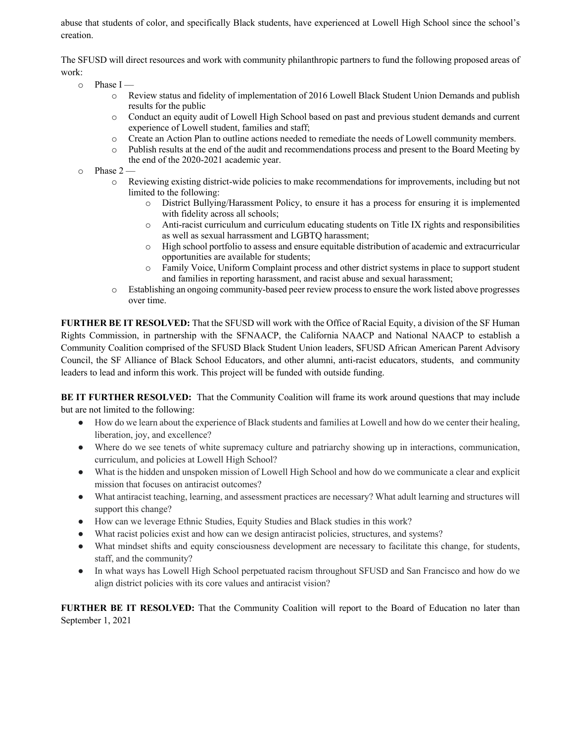abuse that students of color, and specifically Black students, have experienced at Lowell High School since the school's creation.

The SFUSD will direct resources and work with community philanthropic partners to fund the following proposed areas of work:

- Phase I —
  - Review status and fidelity of implementation of 2016 Lowell Black Student Union Demands and publish results for the public
  - Conduct an equity audit of Lowell High School based on past and previous student demands and current experience of Lowell student, families and staff;
  - Create an Action Plan to outline actions needed to remediate the needs of Lowell community members.
  - Publish results at the end of the audit and recommendations process and present to the Board Meeting by the end of the 2020-2021 academic year.
- Phase 2 —
  - Reviewing existing district-wide policies to make recommendations for improvements, including but not limited to the following:
    - District Bullying/Harassment Policy, to ensure it has a process for ensuring it is implemented with fidelity across all schools;
    - Anti-racist curriculum and curriculum educating students on Title IX rights and responsibilities as well as sexual harrassment and LGBTQ harassment;
    - High school portfolio to assess and ensure equitable distribution of academic and extracurricular opportunities are available for students;
    - Family Voice, Uniform Complaint process and other district systems in place to support student and families in reporting harassment, and racist abuse and sexual harassment;
  - Establishing an ongoing community-based peer review process to ensure the work listed above progresses over time.

**FURTHER BE IT RESOLVED:** That the SFUSD will work with the Office of Racial Equity, a division of the SF Human Rights Commission, in partnership with the SFNAACP, the California NAACP and National NAACP to establish a Community Coalition comprised of the SFUSD Black Student Union leaders, SFUSD African American Parent Advisory Council, the SF Alliance of Black School Educators, and other alumni, anti-racist educators, students, and community leaders to lead and inform this work. This project will be funded with outside funding.

**BE IT FURTHER RESOLVED:** That the Community Coalition will frame its work around questions that may include but are not limited to the following:

- How do we learn about the experience of Black students and families at Lowell and how do we center their healing, liberation, joy, and excellence?
- Where do we see tenets of white supremacy culture and patriarchy showing up in interactions, communication, curriculum, and policies at Lowell High School?
- What is the hidden and unspoken mission of Lowell High School and how do we communicate a clear and explicit mission that focuses on antiracist outcomes?
- What antiracist teaching, learning, and assessment practices are necessary? What adult learning and structures will support this change?
- How can we leverage Ethnic Studies, Equity Studies and Black studies in this work?
- What racist policies exist and how can we design antiracist policies, structures, and systems?
- What mindset shifts and equity consciousness development are necessary to facilitate this change, for students, staff, and the community?
- In what ways has Lowell High School perpetuated racism throughout SFUSD and San Francisco and how do we align district policies with its core values and antiracist vision?

**FURTHER BE IT RESOLVED:** That the Community Coalition will report to the Board of Education no later than September 1, 2021